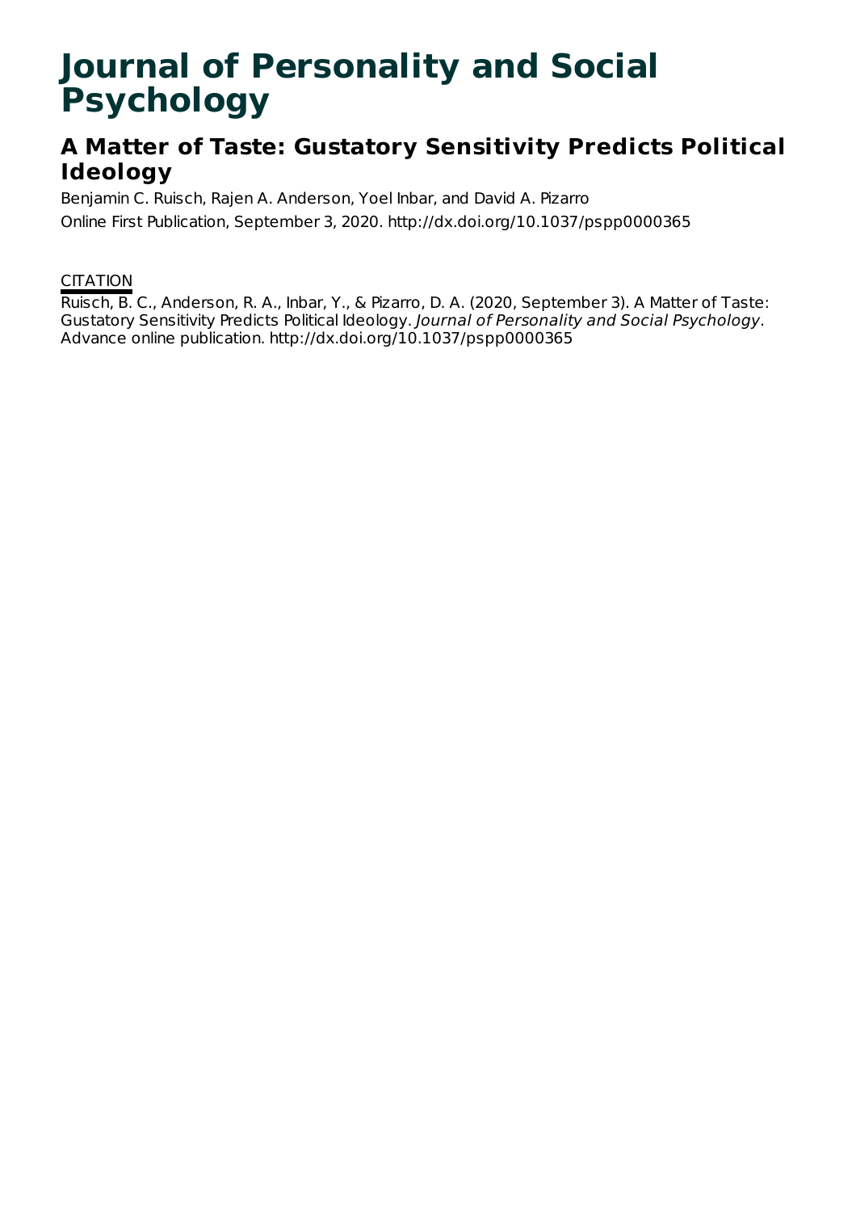# Journal of Personality and Social Psychology

## A Matter of Taste: Gustatory Sensitivity Predicts Political Ideology

Benjamin C. Ruisch, Rajen A. Anderson, Yoel Inbar, and David A. Pizarro

Online First Publication, September 3, 2020. http://dx.doi.org/10.1037/pspp0000365

CITATION

Ruisch, B. C., Anderson, R. A., Inbar, Y., & Pizarro, D. A. (2020, September 3). A Matter of Taste: Gustatory Sensitivity Predicts Political Ideology. *Journal of Personality and Social Psychology*. Advance online publication. http://dx.doi.org/10.1037/pspp0000365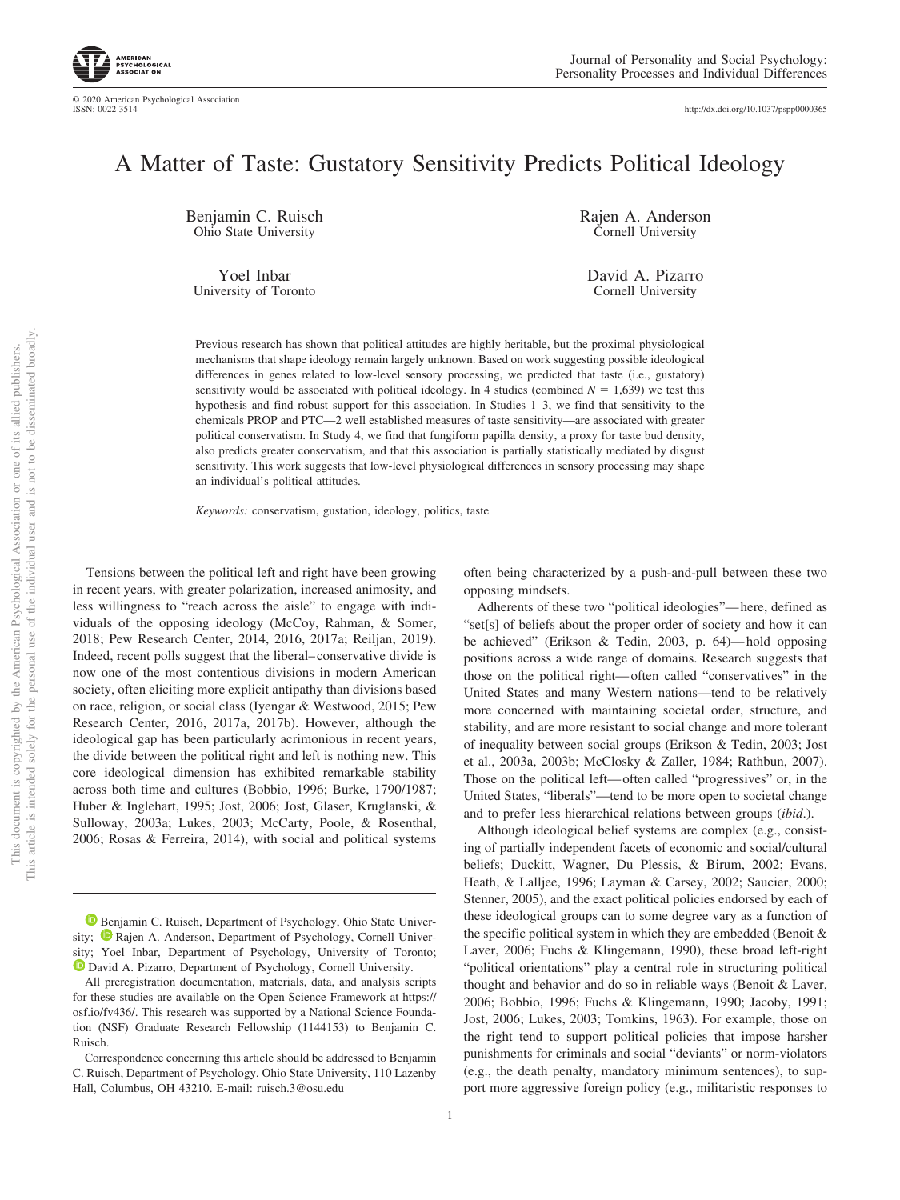# A Matter of Taste: Gustatory Sensitivity Predicts Political Ideology

Benjamin C. Ruisch
Ohio State University

Rajen A. Anderson
Cornell University

Yoel Inbar
University of Toronto

David A. Pizarro
Cornell University

Previous research has shown that political attitudes are highly heritable, but the proximal physiological mechanisms that shape ideology remain largely unknown. Based on work suggesting possible ideological differences in genes related to low-level sensory processing, we predicted that taste (i.e., gustatory) sensitivity would be associated with political ideology. In 4 studies (combined $N = 1{,}639$) we test this hypothesis and find robust support for this association. In Studies 1–3, we find that sensitivity to the chemicals PROP and PTC—2 well established measures of taste sensitivity—are associated with greater political conservatism. In Study 4, we find that fungiform papilla density, a proxy for taste bud density, also predicts greater conservatism, and that this association is partially statistically mediated by disgust sensitivity. This work suggests that low-level physiological differences in sensory processing may shape an individual's political attitudes.

*Keywords:* conservatism, gustation, ideology, politics, taste

Tensions between the political left and right have been growing in recent years, with greater polarization, increased animosity, and less willingness to "reach across the aisle" to engage with individuals of the opposing ideology (McCoy, Rahman, & Somer, 2018; Pew Research Center, 2014, 2016, 2017a; Reiljan, 2019). Indeed, recent polls suggest that the liberal–conservative divide is now one of the most contentious divisions in modern American society, often eliciting more explicit antipathy than divisions based on race, religion, or social class (Iyengar & Westwood, 2015; Pew Research Center, 2016, 2017a, 2017b). However, although the ideological gap has been particularly acrimonious in recent years, the divide between the political right and left is nothing new. This core ideological dimension has exhibited remarkable stability across both time and cultures (Bobbio, 1996; Burke, 1790/1987; Huber & Inglehart, 1995; Jost, 2006; Jost, Glaser, Kruglanski, & Sulloway, 2003a; Lukes, 2003; McCarty, Poole, & Rosenthal, 2006; Rosas & Ferreira, 2014), with social and political systems often being characterized by a push-and-pull between these two opposing mindsets.

Adherents of these two "political ideologies"—here, defined as "set[s] of beliefs about the proper order of society and how it can be achieved" (Erikson & Tedin, 2003, p. 64)—hold opposing positions across a wide range of domains. Research suggests that those on the political right—often called "conservatives" in the United States and many Western nations—tend to be relatively more concerned with maintaining societal order, structure, and stability, and are more resistant to social change and more tolerant of inequality between social groups (Erikson & Tedin, 2003; Jost et al., 2003a, 2003b; McClosky & Zaller, 1984; Rathbun, 2007). Those on the political left—often called "progressives" or, in the United States, "liberals"—tend to be more open to societal change and to prefer less hierarchical relations between groups (*ibid*.).

Although ideological belief systems are complex (e.g., consisting of partially independent facets of economic and social/cultural beliefs; Duckitt, Wagner, Du Plessis, & Birum, 2002; Evans, Heath, & Lalljee, 1996; Layman & Carsey, 2002; Saucier, 2000; Stenner, 2005), and the exact political policies endorsed by each of these ideological groups can to some degree vary as a function of the specific political system in which they are embedded (Benoit & Laver, 2006; Fuchs & Klingemann, 1990), these broad left-right "political orientations" play a central role in structuring political thought and behavior and do so in reliable ways (Benoit & Laver, 2006; Bobbio, 1996; Fuchs & Klingemann, 1990; Jacoby, 1991; Jost, 2006; Lukes, 2003; Tomkins, 1963). For example, those on the right tend to support political policies that impose harsher punishments for criminals and social "deviants" or norm-violators (e.g., the death penalty, mandatory minimum sentences), to support more aggressive foreign policy (e.g., militaristic responses to

Benjamin C. Ruisch, Department of Psychology, Ohio State University; Rajen A. Anderson, Department of Psychology, Cornell University; Yoel Inbar, Department of Psychology, University of Toronto; David A. Pizarro, Department of Psychology, Cornell University.

All preregistration documentation, materials, data, and analysis scripts for these studies are available on the Open Science Framework at https://osf.io/fv436/. This research was supported by a National Science Foundation (NSF) Graduate Research Fellowship (1144153) to Benjamin C. Ruisch.

Correspondence concerning this article should be addressed to Benjamin C. Ruisch, Department of Psychology, Ohio State University, 110 Lazenby Hall, Columbus, OH 43210. E-mail: ruisch.3@osu.edu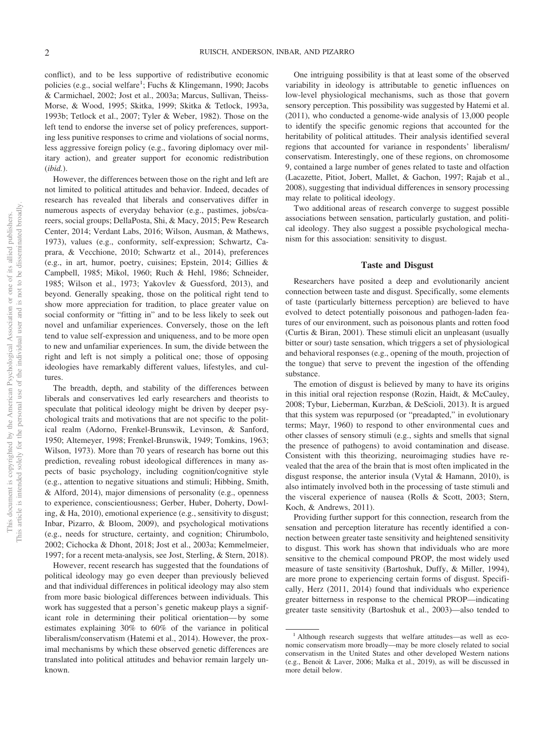conflict), and to be less supportive of redistributive economic policies (e.g., social welfare[1]; Fuchs & Klingemann, 1990; Jacobs & Carmichael, 2002; Jost et al., 2003a; Marcus, Sullivan, Theiss-Morse, & Wood, 1995; Skitka, 1999; Skitka & Tetlock, 1993a, 1993b; Tetlock et al., 2007; Tyler & Weber, 1982). Those on the left tend to endorse the inverse set of policy preferences, supporting less punitive responses to crime and violations of social norms, less aggressive foreign policy (e.g., favoring diplomacy over military action), and greater support for economic redistribution (*ibid.*).

However, the differences between those on the right and left are not limited to political attitudes and behavior. Indeed, decades of research has revealed that liberals and conservatives differ in numerous aspects of everyday behavior (e.g., pastimes, jobs/careers, social groups; DellaPosta, Shi, & Macy, 2015; Pew Research Center, 2014; Verdant Labs, 2016; Wilson, Ausman, & Mathews, 1973), values (e.g., conformity, self-expression; Schwartz, Caprara, & Vecchione, 2010; Schwartz et al., 2014), preferences (e.g., in art, humor, poetry, cuisines; Epstein, 2014; Gillies & Campbell, 1985; Mikol, 1960; Ruch & Hehl, 1986; Schneider, 1985; Wilson et al., 1973; Yakovlev & Guessford, 2013), and beyond. Generally speaking, those on the political right tend to show more appreciation for tradition, to place greater value on social conformity or "fitting in" and to be less likely to seek out novel and unfamiliar experiences. Conversely, those on the left tend to value self-expression and uniqueness, and to be more open to new and unfamiliar experiences. In sum, the divide between the right and left is not simply a political one; those of opposing ideologies have remarkably different values, lifestyles, and cultures.

The breadth, depth, and stability of the differences between liberals and conservatives led early researchers and theorists to speculate that political ideology might be driven by deeper psychological traits and motivations that are not specific to the political realm (Adorno, Frenkel-Brunswik, Levinson, & Sanford, 1950; Altemeyer, 1998; Frenkel-Brunswik, 1949; Tomkins, 1963; Wilson, 1973). More than 70 years of research has borne out this prediction, revealing robust ideological differences in many aspects of basic psychology, including cognition/cognitive style (e.g., attention to negative situations and stimuli; Hibbing, Smith, & Alford, 2014), major dimensions of personality (e.g., openness to experience, conscientiousness; Gerber, Huber, Doherty, Dowling, & Ha, 2010), emotional experience (e.g., sensitivity to disgust; Inbar, Pizarro, & Bloom, 2009), and psychological motivations (e.g., needs for structure, certainty, and cognition; Chirumbolo, 2002; Cichocka & Dhont, 2018; Jost et al., 2003a; Kemmelmeier, 1997; for a recent meta-analysis, see Jost, Sterling, & Stern, 2018).

However, recent research has suggested that the foundations of political ideology may go even deeper than previously believed and that individual differences in political ideology may also stem from more basic biological differences between individuals. This work has suggested that a person's genetic makeup plays a significant role in determining their political orientation—by some estimates explaining 30% to 60% of the variance in political liberalism/conservatism (Hatemi et al., 2014). However, the proximal mechanisms by which these observed genetic differences are translated into political attitudes and behavior remain largely unknown.

One intriguing possibility is that at least some of the observed variability in ideology is attributable to genetic influences on low-level physiological mechanisms, such as those that govern sensory perception. This possibility was suggested by Hatemi et al. (2011), who conducted a genome-wide analysis of 13,000 people to identify the specific genomic regions that accounted for the heritability of political attitudes. Their analysis identified several regions that accounted for variance in respondents' liberalism/conservatism. Interestingly, one of these regions, on chromosome 9, contained a large number of genes related to taste and olfaction (Lacazette, Pitiot, Jobert, Mallet, & Gachon, 1997; Rajab et al., 2008), suggesting that individual differences in sensory processing may relate to political ideology.

Two additional areas of research converge to suggest possible associations between sensation, particularly gustation, and political ideology. They also suggest a possible psychological mechanism for this association: sensitivity to disgust.

## Taste and Disgust

Researchers have posited a deep and evolutionarily ancient connection between taste and disgust. Specifically, some elements of taste (particularly bitterness perception) are believed to have evolved to detect potentially poisonous and pathogen-laden features of our environment, such as poisonous plants and rotten food (Curtis & Biran, 2001). These stimuli elicit an unpleasant (usually bitter or sour) taste sensation, which triggers a set of physiological and behavioral responses (e.g., opening of the mouth, projection of the tongue) that serve to prevent the ingestion of the offending substance.

The emotion of disgust is believed by many to have its origins in this initial oral rejection response (Rozin, Haidt, & McCauley, 2008; Tybur, Lieberman, Kurzban, & DeScioli, 2013). It is argued that this system was repurposed (or "preadapted," in evolutionary terms; Mayr, 1960) to respond to other environmental cues and other classes of sensory stimuli (e.g., sights and smells that signal the presence of pathogens) to avoid contamination and disease. Consistent with this theorizing, neuroimaging studies have revealed that the area of the brain that is most often implicated in the disgust response, the anterior insula (Vytal & Hamann, 2010), is also intimately involved both in the processing of taste stimuli and the visceral experience of nausea (Rolls & Scott, 2003; Stern, Koch, & Andrews, 2011).

Providing further support for this connection, research from the sensation and perception literature has recently identified a connection between greater taste sensitivity and heightened sensitivity to disgust. This work has shown that individuals who are more sensitive to the chemical compound PROP, the most widely used measure of taste sensitivity (Bartoshuk, Duffy, & Miller, 1994), are more prone to experiencing certain forms of disgust. Specifically, Herz (2011, 2014) found that individuals who experience greater bitterness in response to the chemical PROP—indicating greater taste sensitivity (Bartoshuk et al., 2003)—also tended to

[1] Although research suggests that welfare attitudes—as well as economic conservatism more broadly—may be more closely related to social conservatism in the United States and other developed Western nations (e.g., Benoit & Laver, 2006; Malka et al., 2019), as will be discussed in more detail below.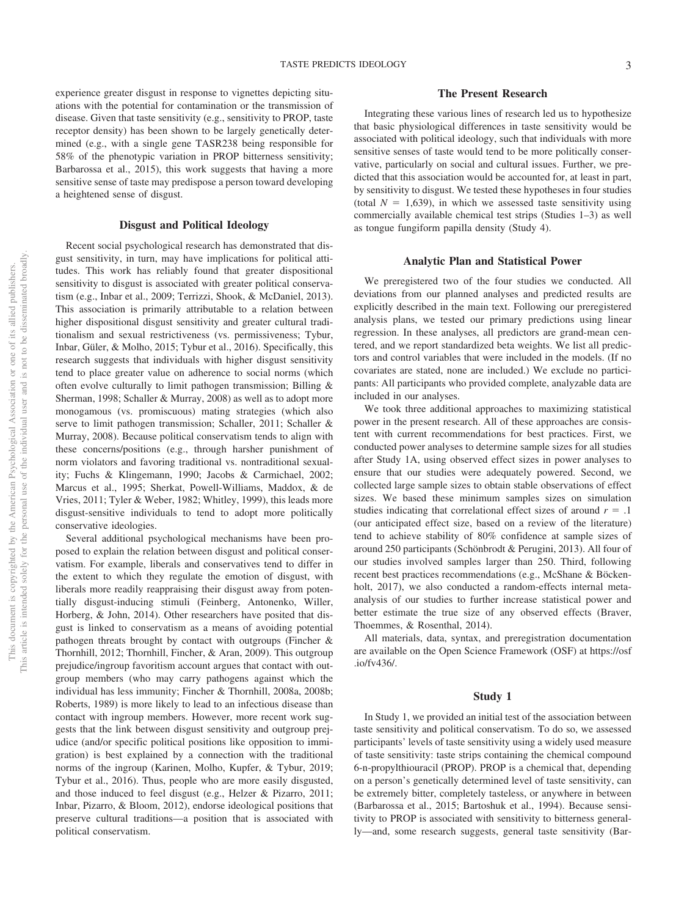experience greater disgust in response to vignettes depicting situations with the potential for contamination or the transmission of disease. Given that taste sensitivity (e.g., sensitivity to PROP, taste receptor density) has been shown to be largely genetically determined (e.g., with a single gene TASR238 being responsible for 58% of the phenotypic variation in PROP bitterness sensitivity; Barbarossa et al., 2015), this work suggests that having a more sensitive sense of taste may predispose a person toward developing a heightened sense of disgust.

## Disgust and Political Ideology

Recent social psychological research has demonstrated that disgust sensitivity, in turn, may have implications for political attitudes. This work has reliably found that greater dispositional sensitivity to disgust is associated with greater political conservatism (e.g., Inbar et al., 2009; Terrizzi, Shook, & McDaniel, 2013). This association is primarily attributable to a relation between higher dispositional disgust sensitivity and greater cultural traditionalism and sexual restrictiveness (vs. permissiveness; Tybur, Inbar, Güler, & Molho, 2015; Tybur et al., 2016). Specifically, this research suggests that individuals with higher disgust sensitivity tend to place greater value on adherence to social norms (which often evolve culturally to limit pathogen transmission; Billing & Sherman, 1998; Schaller & Murray, 2008) as well as to adopt more monogamous (vs. promiscuous) mating strategies (which also serve to limit pathogen transmission; Schaller, 2011; Schaller & Murray, 2008). Because political conservatism tends to align with these concerns/positions (e.g., through harsher punishment of norm violators and favoring traditional vs. nontraditional sexuality; Fuchs & Klingemann, 1990; Jacobs & Carmichael, 2002; Marcus et al., 1995; Sherkat, Powell-Williams, Maddox, & de Vries, 2011; Tyler & Weber, 1982; Whitley, 1999), this leads more disgust-sensitive individuals to tend to adopt more politically conservative ideologies.

Several additional psychological mechanisms have been proposed to explain the relation between disgust and political conservatism. For example, liberals and conservatives tend to differ in the extent to which they regulate the emotion of disgust, with liberals more readily reappraising their disgust away from potentially disgust-inducing stimuli (Feinberg, Antonenko, Willer, Horberg, & John, 2014). Other researchers have posited that disgust is linked to conservatism as a means of avoiding potential pathogen threats brought by contact with outgroups (Fincher & Thornhill, 2012; Thornhill, Fincher, & Aran, 2009). This outgroup prejudice/ingroup favoritism account argues that contact with outgroup members (who may carry pathogens against which the individual has less immunity; Fincher & Thornhill, 2008a, 2008b; Roberts, 1989) is more likely to lead to an infectious disease than contact with ingroup members. However, more recent work suggests that the link between disgust sensitivity and outgroup prejudice (and/or specific political positions like opposition to immigration) is best explained by a connection with the traditional norms of the ingroup (Karinen, Molho, Kupfer, & Tybur, 2019; Tybur et al., 2016). Thus, people who are more easily disgusted, and those induced to feel disgust (e.g., Helzer & Pizarro, 2011; Inbar, Pizarro, & Bloom, 2012), endorse ideological positions that preserve cultural traditions—a position that is associated with political conservatism.

## The Present Research

Integrating these various lines of research led us to hypothesize that basic physiological differences in taste sensitivity would be associated with political ideology, such that individuals with more sensitive senses of taste would tend to be more politically conservative, particularly on social and cultural issues. Further, we predicted that this association would be accounted for, at least in part, by sensitivity to disgust. We tested these hypotheses in four studies (total $N = 1{,}639$), in which we assessed taste sensitivity using commercially available chemical test strips (Studies 1–3) as well as tongue fungiform papilla density (Study 4).

## Analytic Plan and Statistical Power

We preregistered two of the four studies we conducted. All deviations from our planned analyses and predicted results are explicitly described in the main text. Following our preregistered analysis plans, we tested our primary predictions using linear regression. In these analyses, all predictors are grand-mean centered, and we report standardized beta weights. We list all predictors and control variables that were included in the models. (If no covariates are stated, none are included.) We exclude no participants: All participants who provided complete, analyzable data are included in our analyses.

We took three additional approaches to maximizing statistical power in the present research. All of these approaches are consistent with current recommendations for best practices. First, we conducted power analyses to determine sample sizes for all studies after Study 1A, using observed effect sizes in power analyses to ensure that our studies were adequately powered. Second, we collected large sample sizes to obtain stable observations of effect sizes. We based these minimum samples sizes on simulation studies indicating that correlational effect sizes of around $r = .1$ (our anticipated effect size, based on a review of the literature) tend to achieve stability of 80% confidence at sample sizes of around 250 participants (Schönbrodt & Perugini, 2013). All four of our studies involved samples larger than 250. Third, following recent best practices recommendations (e.g., McShane & Böckenholt, 2017), we also conducted a random-effects internal meta-analysis of our studies to further increase statistical power and better estimate the true size of any observed effects (Braver, Thoemmes, & Rosenthal, 2014).

All materials, data, syntax, and preregistration documentation are available on the Open Science Framework (OSF) at https://osf.io/fv436/.

## Study 1

In Study 1, we provided an initial test of the association between taste sensitivity and political conservatism. To do so, we assessed participants' levels of taste sensitivity using a widely used measure of taste sensitivity: taste strips containing the chemical compound 6-n-propylthiouracil (PROP). PROP is a chemical that, depending on a person's genetically determined level of taste sensitivity, can be extremely bitter, completely tasteless, or anywhere in between (Barbarossa et al., 2015; Bartoshuk et al., 1994). Because sensitivity to PROP is associated with sensitivity to bitterness generally—and, some research suggests, general taste sensitivity (Bar-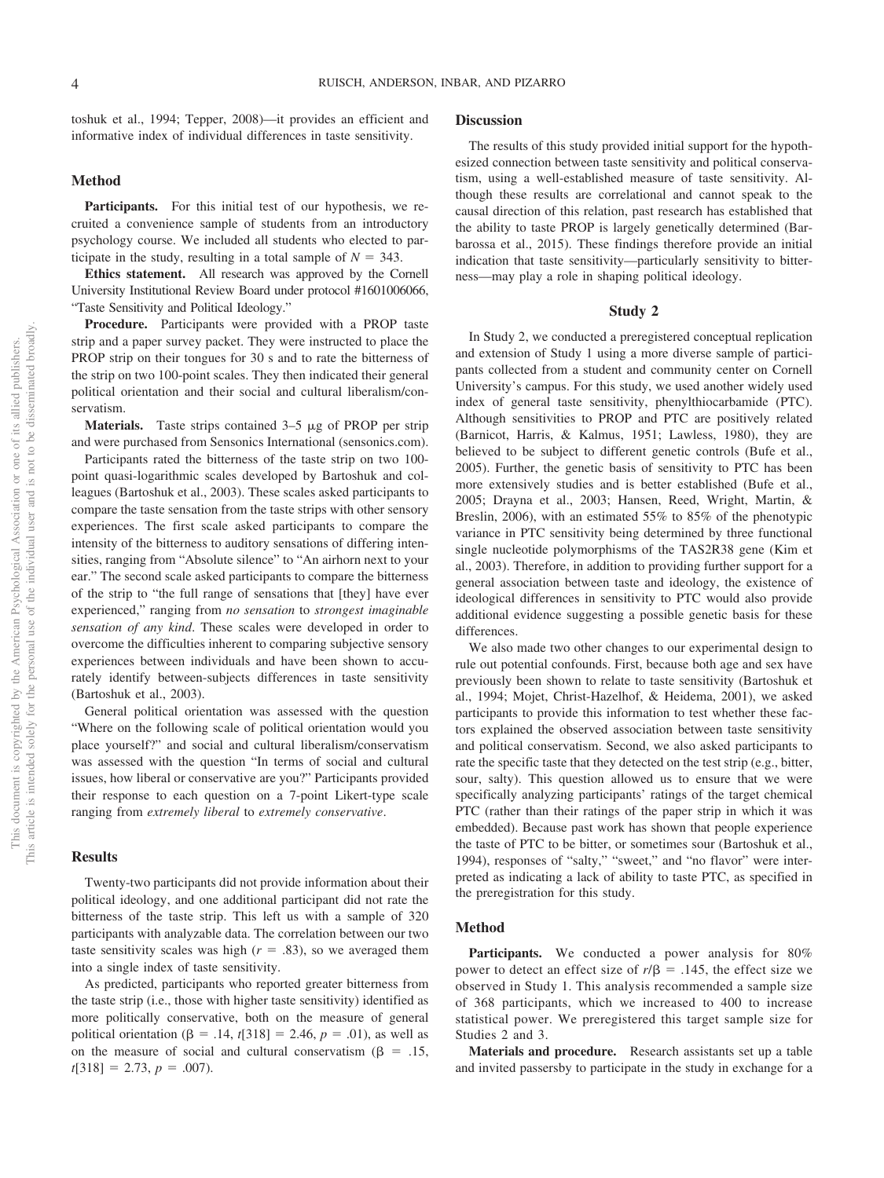toshuk et al., 1994; Tepper, 2008)—it provides an efficient and informative index of individual differences in taste sensitivity.

## Method

**Participants.** For this initial test of our hypothesis, we recruited a convenience sample of students from an introductory psychology course. We included all students who elected to participate in the study, resulting in a total sample of $N = 343$.

**Ethics statement.** All research was approved by the Cornell University Institutional Review Board under protocol #1601006066, "Taste Sensitivity and Political Ideology."

**Procedure.** Participants were provided with a PROP taste strip and a paper survey packet. They were instructed to place the PROP strip on their tongues for 30 s and to rate the bitterness of the strip on two 100-point scales. They then indicated their general political orientation and their social and cultural liberalism/conservatism.

**Materials.** Taste strips contained 3–5 μg of PROP per strip and were purchased from Sensonics International (sensonics.com).

Participants rated the bitterness of the taste strip on two 100-point quasi-logarithmic scales developed by Bartoshuk and colleagues (Bartoshuk et al., 2003). These scales asked participants to compare the taste sensation from the taste strips with other sensory experiences. The first scale asked participants to compare the intensity of the bitterness to auditory sensations of differing intensities, ranging from "Absolute silence" to "An airhorn next to your ear." The second scale asked participants to compare the bitterness of the strip to "the full range of sensations that [they] have ever experienced," ranging from *no sensation* to *strongest imaginable sensation of any kind*. These scales were developed in order to overcome the difficulties inherent to comparing subjective sensory experiences between individuals and have been shown to accurately identify between-subjects differences in taste sensitivity (Bartoshuk et al., 2003).

General political orientation was assessed with the question "Where on the following scale of political orientation would you place yourself?" and social and cultural liberalism/conservatism was assessed with the question "In terms of social and cultural issues, how liberal or conservative are you?" Participants provided their response to each question on a 7-point Likert-type scale ranging from *extremely liberal* to *extremely conservative*.

## Results

Twenty-two participants did not provide information about their political ideology, and one additional participant did not rate the bitterness of the taste strip. This left us with a sample of 320 participants with analyzable data. The correlation between our two taste sensitivity scales was high ($r = .83$), so we averaged them into a single index of taste sensitivity.

As predicted, participants who reported greater bitterness from the taste strip (i.e., those with higher taste sensitivity) identified as more politically conservative, both on the measure of general political orientation ($\beta = .14$, $t[318] = 2.46$, $p = .01$), as well as on the measure of social and cultural conservatism ($\beta = .15$, $t[318] = 2.73$, $p = .007$).

## Discussion

The results of this study provided initial support for the hypothesized connection between taste sensitivity and political conservatism, using a well-established measure of taste sensitivity. Although these results are correlational and cannot speak to the causal direction of this relation, past research has established that the ability to taste PROP is largely genetically determined (Barbarossa et al., 2015). These findings therefore provide an initial indication that taste sensitivity—particularly sensitivity to bitterness—may play a role in shaping political ideology.

# Study 2

In Study 2, we conducted a preregistered conceptual replication and extension of Study 1 using a more diverse sample of participants collected from a student and community center on Cornell University's campus. For this study, we used another widely used index of general taste sensitivity, phenylthiocarbamide (PTC). Although sensitivities to PROP and PTC are positively related (Barnicot, Harris, & Kalmus, 1951; Lawless, 1980), they are believed to be subject to different genetic controls (Bufe et al., 2005). Further, the genetic basis of sensitivity to PTC has been more extensively studies and is better established (Bufe et al., 2005; Drayna et al., 2003; Hansen, Reed, Wright, Martin, & Breslin, 2006), with an estimated 55% to 85% of the phenotypic variance in PTC sensitivity being determined by three functional single nucleotide polymorphisms of the TAS2R38 gene (Kim et al., 2003). Therefore, in addition to providing further support for a general association between taste and ideology, the existence of ideological differences in sensitivity to PTC would also provide additional evidence suggesting a possible genetic basis for these differences.

We also made two other changes to our experimental design to rule out potential confounds. First, because both age and sex have previously been shown to relate to taste sensitivity (Bartoshuk et al., 1994; Mojet, Christ-Hazelhof, & Heidema, 2001), we asked participants to provide this information to test whether these factors explained the observed association between taste sensitivity and political conservatism. Second, we also asked participants to rate the specific taste that they detected on the test strip (e.g., bitter, sour, salty). This question allowed us to ensure that we were specifically analyzing participants' ratings of the target chemical PTC (rather than their ratings of the paper strip in which it was embedded). Because past work has shown that people experience the taste of PTC to be bitter, or sometimes sour (Bartoshuk et al., 1994), responses of "salty," "sweet," and "no flavor" were interpreted as indicating a lack of ability to taste PTC, as specified in the preregistration for this study.

## Method

**Participants.** We conducted a power analysis for 80% power to detect an effect size of $r/\beta = .145$, the effect size we observed in Study 1. This analysis recommended a sample size of 368 participants, which we increased to 400 to increase statistical power. We preregistered this target sample size for Studies 2 and 3.

**Materials and procedure.** Research assistants set up a table and invited passersby to participate in the study in exchange for a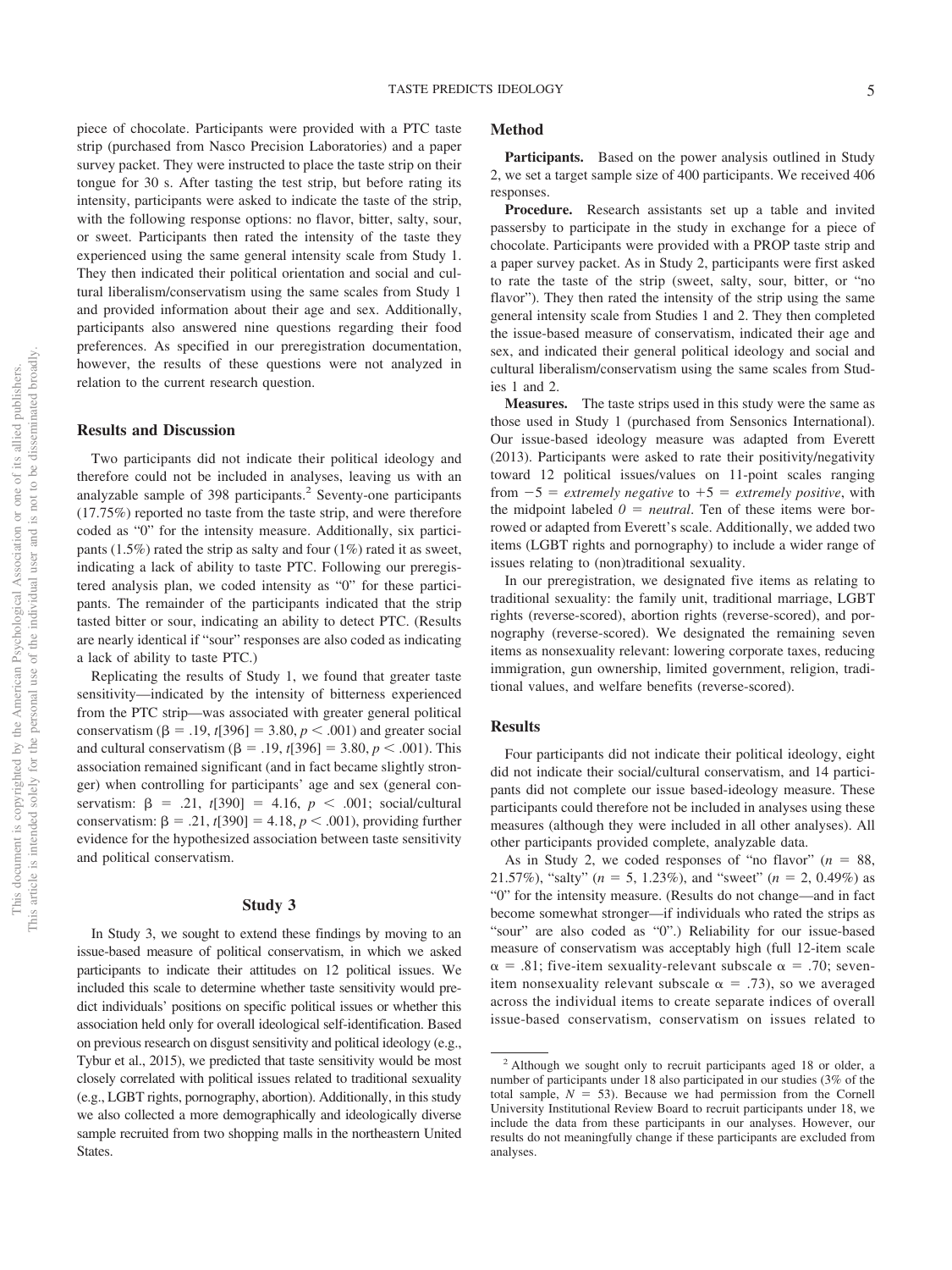piece of chocolate. Participants were provided with a PTC taste strip (purchased from Nasco Precision Laboratories) and a paper survey packet. They were instructed to place the taste strip on their tongue for 30 s. After tasting the test strip, but before rating its intensity, participants were asked to indicate the taste of the strip, with the following response options: no flavor, bitter, salty, sour, or sweet. Participants then rated the intensity of the taste they experienced using the same general intensity scale from Study 1. They then indicated their political orientation and social and cultural liberalism/conservatism using the same scales from Study 1 and provided information about their age and sex. Additionally, participants also answered nine questions regarding their food preferences. As specified in our preregistration documentation, however, the results of these questions were not analyzed in relation to the current research question.

### Results and Discussion

Two participants did not indicate their political ideology and therefore could not be included in analyses, leaving us with an analyzable sample of 398 participants.[2] Seventy-one participants (17.75%) reported no taste from the taste strip, and were therefore coded as "0" for the intensity measure. Additionally, six participants (1.5%) rated the strip as salty and four (1%) rated it as sweet, indicating a lack of ability to taste PTC. Following our preregistered analysis plan, we coded intensity as "0" for these participants. The remainder of the participants indicated that the strip tasted bitter or sour, indicating an ability to detect PTC. (Results are nearly identical if "sour" responses are also coded as indicating a lack of ability to taste PTC.)

Replicating the results of Study 1, we found that greater taste sensitivity—indicated by the intensity of bitterness experienced from the PTC strip—was associated with greater general political conservatism ($\beta = .19$, $t[396] = 3.80$, $p < .001$) and greater social and cultural conservatism ($\beta = .19$, $t[396] = 3.80$, $p < .001$). This association remained significant (and in fact became slightly stronger) when controlling for participants' age and sex (general conservatism: $\beta = .21$, $t[390] = 4.16$, $p < .001$; social/cultural conservatism: $\beta = .21$, $t[390] = 4.18$, $p < .001$), providing further evidence for the hypothesized association between taste sensitivity and political conservatism.

## Study 3

In Study 3, we sought to extend these findings by moving to an issue-based measure of political conservatism, in which we asked participants to indicate their attitudes on 12 political issues. We included this scale to determine whether taste sensitivity would predict individuals' positions on specific political issues or whether this association held only for overall ideological self-identification. Based on previous research on disgust sensitivity and political ideology (e.g., Tybur et al., 2015), we predicted that taste sensitivity would be most closely correlated with political issues related to traditional sexuality (e.g., LGBT rights, pornography, abortion). Additionally, in this study we also collected a more demographically and ideologically diverse sample recruited from two shopping malls in the northeastern United States.

### Method

**Participants.** Based on the power analysis outlined in Study 2, we set a target sample size of 400 participants. We received 406 responses.

**Procedure.** Research assistants set up a table and invited passersby to participate in the study in exchange for a piece of chocolate. Participants were provided with a PROP taste strip and a paper survey packet. As in Study 2, participants were first asked to rate the taste of the strip (sweet, salty, sour, bitter, or "no flavor"). They then rated the intensity of the strip using the same general intensity scale from Studies 1 and 2. They then completed the issue-based measure of conservatism, indicated their age and sex, and indicated their general political ideology and social and cultural liberalism/conservatism using the same scales from Studies 1 and 2.

**Measures.** The taste strips used in this study were the same as those used in Study 1 (purchased from Sensonics International). Our issue-based ideology measure was adapted from Everett (2013). Participants were asked to rate their positivity/negativity toward 12 political issues/values on 11-point scales ranging from $-5$ = *extremely negative* to $+5$ = *extremely positive*, with the midpoint labeled $0$ = *neutral*. Ten of these items were borrowed or adapted from Everett's scale. Additionally, we added two items (LGBT rights and pornography) to include a wider range of issues relating to (non)traditional sexuality.

In our preregistration, we designated five items as relating to traditional sexuality: the family unit, traditional marriage, LGBT rights (reverse-scored), abortion rights (reverse-scored), and pornography (reverse-scored). We designated the remaining seven items as nonsexuality relevant: lowering corporate taxes, reducing immigration, gun ownership, limited government, religion, traditional values, and welfare benefits (reverse-scored).

### Results

Four participants did not indicate their political ideology, eight did not indicate their social/cultural conservatism, and 14 participants did not complete our issue based-ideology measure. These participants could therefore not be included in analyses using these measures (although they were included in all other analyses). All other participants provided complete, analyzable data.

As in Study 2, we coded responses of "no flavor" ($n = 88$, 21.57%), "salty" ($n = 5$, 1.23%), and "sweet" ($n = 2$, 0.49%) as "0" for the intensity measure. (Results do not change—and in fact become somewhat stronger—if individuals who rated the strips as "sour" are also coded as "0".) Reliability for our issue-based measure of conservatism was acceptably high (full 12-item scale $\alpha = .81$; five-item sexuality-relevant subscale $\alpha = .70$; seven-item nonsexuality relevant subscale $\alpha = .73$), so we averaged across the individual items to create separate indices of overall issue-based conservatism, conservatism on issues related to

[2] Although we sought only to recruit participants aged 18 or older, a number of participants under 18 also participated in our studies (3% of the total sample, $N = 53$). Because we had permission from the Cornell University Institutional Review Board to recruit participants under 18, we include the data from these participants in our analyses. However, our results do not meaningfully change if these participants are excluded from analyses.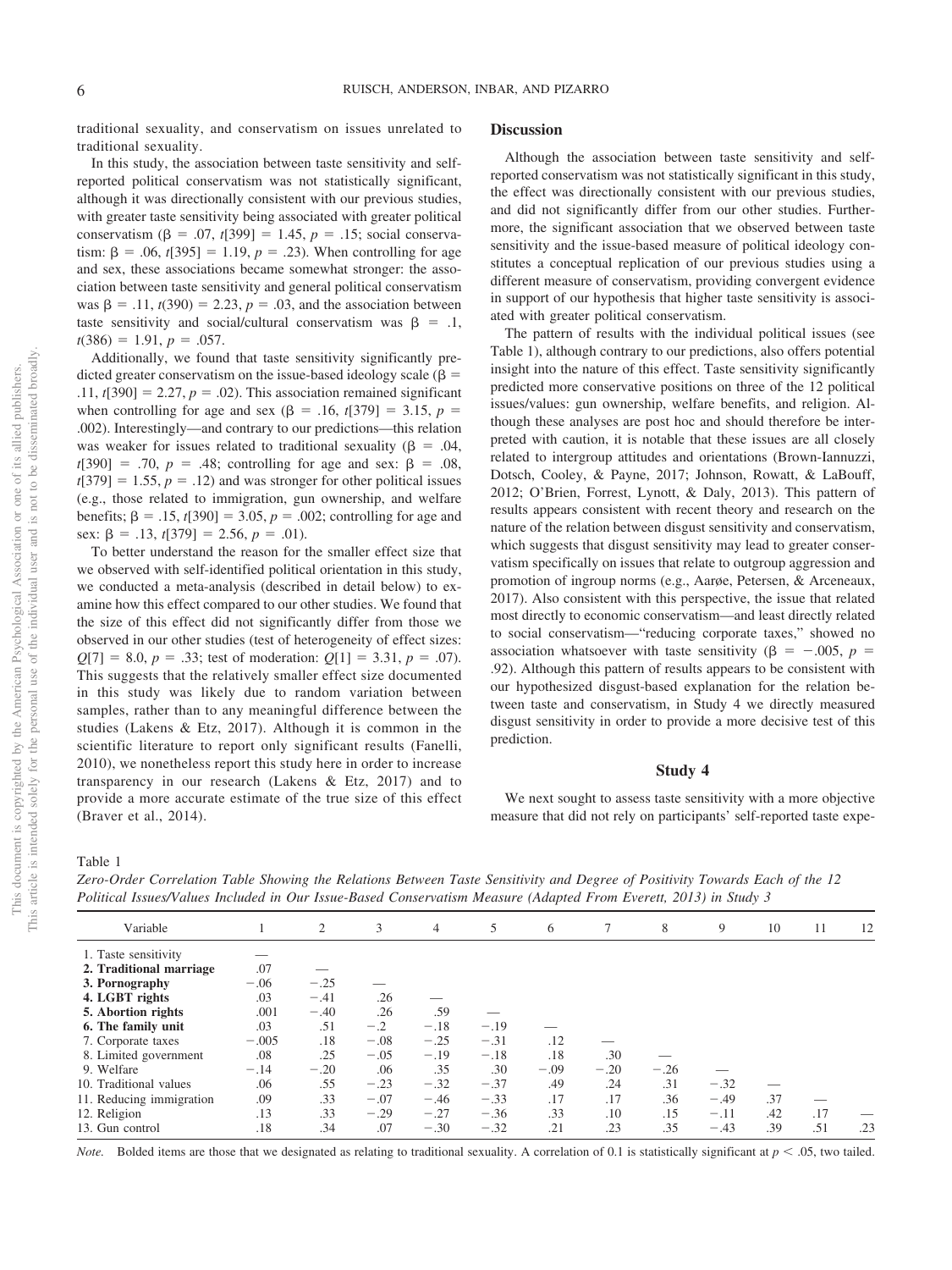traditional sexuality, and conservatism on issues unrelated to traditional sexuality.

In this study, the association between taste sensitivity and self-reported political conservatism was not statistically significant, although it was directionally consistent with our previous studies, with greater taste sensitivity being associated with greater political conservatism ($\beta$ = .07, $t$[399] = 1.45, $p$ = .15; social conservatism: $\beta$ = .06, $t$[395] = 1.19, $p$ = .23). When controlling for age and sex, these associations became somewhat stronger: the association between taste sensitivity and general political conservatism was $\beta$ = .11, $t$(390) = 2.23, $p$ = .03, and the association between taste sensitivity and social/cultural conservatism was $\beta$ = .1, $t$(386) = 1.91, $p$ = .057.

Additionally, we found that taste sensitivity significantly predicted greater conservatism on the issue-based ideology scale ($\beta$ = .11, $t$[390] = 2.27, $p$ = .02). This association remained significant when controlling for age and sex ($\beta$ = .16, $t$[379] = 3.15, $p$ = .002). Interestingly—and contrary to our predictions—this relation was weaker for issues related to traditional sexuality ($\beta$ = .04, $t$[390] = .70, $p$ = .48; controlling for age and sex: $\beta$ = .08, $t$[379] = 1.55, $p$ = .12) and was stronger for other political issues (e.g., those related to immigration, gun ownership, and welfare benefits; $\beta$ = .15, $t$[390] = 3.05, $p$ = .002; controlling for age and sex: $\beta$ = .13, $t$[379] = 2.56, $p$ = .01).

To better understand the reason for the smaller effect size that we observed with self-identified political orientation in this study, we conducted a meta-analysis (described in detail below) to examine how this effect compared to our other studies. We found that the size of this effect did not significantly differ from those we observed in our other studies (test of heterogeneity of effect sizes: $Q$[7] = 8.0, $p$ = .33; test of moderation: $Q$[1] = 3.31, $p$ = .07). This suggests that the relatively smaller effect size documented in this study was likely due to random variation between samples, rather than to any meaningful difference between the studies (Lakens & Etz, 2017). Although it is common in the scientific literature to report only significant results (Fanelli, 2010), we nonetheless report this study here in order to increase transparency in our research (Lakens & Etz, 2017) and to provide a more accurate estimate of the true size of this effect (Braver et al., 2014).

## Discussion

Although the association between taste sensitivity and self-reported conservatism was not statistically significant in this study, the effect was directionally consistent with our previous studies, and did not significantly differ from our other studies. Furthermore, the significant association that we observed between taste sensitivity and the issue-based measure of political ideology constitutes a conceptual replication of our previous studies using a different measure of conservatism, providing convergent evidence in support of our hypothesis that higher taste sensitivity is associated with greater political conservatism.

The pattern of results with the individual political issues (see Table 1), although contrary to our predictions, also offers potential insight into the nature of this effect. Taste sensitivity significantly predicted more conservative positions on three of the 12 political issues/values: gun ownership, welfare benefits, and religion. Although these analyses are post hoc and should therefore be interpreted with caution, it is notable that these issues are all closely related to intergroup attitudes and orientations (Brown-Iannuzzi, Dotsch, Cooley, & Payne, 2017; Johnson, Rowatt, & LaBouff, 2012; O'Brien, Forrest, Lynott, & Daly, 2013). This pattern of results appears consistent with recent theory and research on the nature of the relation between disgust sensitivity and conservatism, which suggests that disgust sensitivity may lead to greater conservatism specifically on issues that relate to outgroup aggression and promotion of ingroup norms (e.g., Aarøe, Petersen, & Arceneaux, 2017). Also consistent with this perspective, the issue that related most directly to economic conservatism—and least directly related to social conservatism—"reducing corporate taxes," showed no association whatsoever with taste sensitivity ($\beta$ = −.005, $p$ = .92). Although this pattern of results appears to be consistent with our hypothesized disgust-based explanation for the relation between taste and conservatism, in Study 4 we directly measured disgust sensitivity in order to provide a more decisive test of this prediction.

## Study 4

We next sought to assess taste sensitivity with a more objective measure that did not rely on participants' self-reported taste expe-

Table 1

*Zero-Order Correlation Table Showing the Relations Between Taste Sensitivity and Degree of Positivity Towards Each of the 12 Political Issues/Values Included in Our Issue-Based Conservatism Measure (Adapted From Everett, 2013) in Study 3*

| Variable | 1 | 2 | 3 | 4 | 5 | 6 | 7 | 8 | 9 | 10 | 11 | 12 |
|---|---|---|---|---|---|---|---|---|---|---|---|---|
| 1. Taste sensitivity | — | | | | | | | | | | | |
| **2. Traditional marriage** | .07 | — | | | | | | | | | | |
| **3. Pornography** | −.06 | −.25 | — | | | | | | | | | |
| **4. LGBT rights** | .03 | −.41 | .26 | — | | | | | | | | |
| **5. Abortion rights** | .001 | −.40 | .26 | .59 | — | | | | | | | |
| **6. The family unit** | .03 | .51 | −.2 | −.18 | −.19 | — | | | | | | |
| 7. Corporate taxes | −.005 | .18 | −.08 | −.25 | −.31 | .12 | — | | | | | |
| 8. Limited government | .08 | .25 | −.05 | −.19 | −.18 | .18 | .30 | — | | | | |
| 9. Welfare | −.14 | −.20 | .06 | .35 | .30 | −.09 | −.20 | −.26 | — | | | |
| 10. Traditional values | .06 | .55 | −.23 | −.32 | −.37 | .49 | .24 | .31 | −.32 | — | | |
| 11. Reducing immigration | .09 | .33 | −.07 | −.46 | −.33 | .17 | .17 | .36 | −.49 | .37 | — | |
| 12. Religion | .13 | .33 | −.29 | −.27 | −.36 | .33 | .10 | .15 | −.11 | .42 | .17 | — |
| 13. Gun control | .18 | .34 | .07 | −.30 | −.32 | .21 | .23 | .35 | −.43 | .39 | .51 | .23 |

*Note.* Bolded items are those that we designated as relating to traditional sexuality. A correlation of 0.1 is statistically significant at $p$ < .05, two tailed.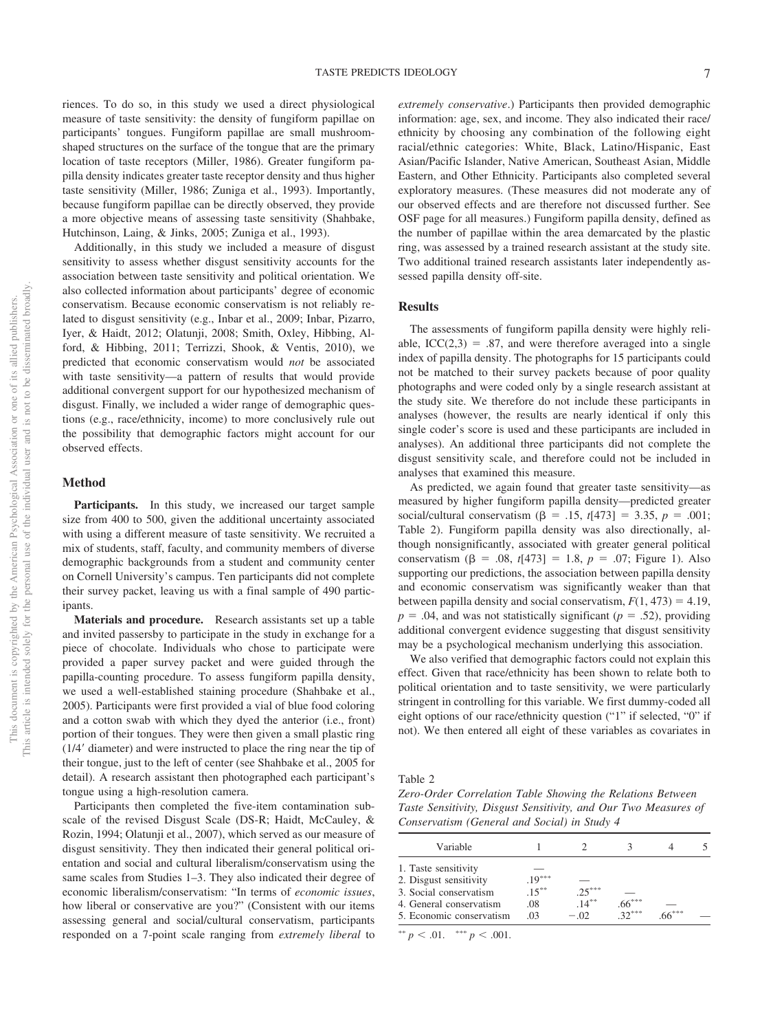riences. To do so, in this study we used a direct physiological measure of taste sensitivity: the density of fungiform papillae on participants' tongues. Fungiform papillae are small mushroom-shaped structures on the surface of the tongue that are the primary location of taste receptors (Miller, 1986). Greater fungiform papilla density indicates greater taste receptor density and thus higher taste sensitivity (Miller, 1986; Zuniga et al., 1993). Importantly, because fungiform papillae can be directly observed, they provide a more objective means of assessing taste sensitivity (Shahbake, Hutchinson, Laing, & Jinks, 2005; Zuniga et al., 1993).

Additionally, in this study we included a measure of disgust sensitivity to assess whether disgust sensitivity accounts for the association between taste sensitivity and political orientation. We also collected information about participants' degree of economic conservatism. Because economic conservatism is not reliably related to disgust sensitivity (e.g., Inbar et al., 2009; Inbar, Pizarro, Iyer, & Haidt, 2012; Olatunji, 2008; Smith, Oxley, Hibbing, Alford, & Hibbing, 2011; Terrizzi, Shook, & Ventis, 2010), we predicted that economic conservatism would *not* be associated with taste sensitivity—a pattern of results that would provide additional convergent support for our hypothesized mechanism of disgust. Finally, we included a wider range of demographic questions (e.g., race/ethnicity, income) to more conclusively rule out the possibility that demographic factors might account for our observed effects.

## Method

**Participants.** In this study, we increased our target sample size from 400 to 500, given the additional uncertainty associated with using a different measure of taste sensitivity. We recruited a mix of students, staff, faculty, and community members of diverse demographic backgrounds from a student and community center on Cornell University's campus. Ten participants did not complete their survey packet, leaving us with a final sample of 490 participants.

**Materials and procedure.** Research assistants set up a table and invited passersby to participate in the study in exchange for a piece of chocolate. Individuals who chose to participate were provided a paper survey packet and were guided through the papilla-counting procedure. To assess fungiform papilla density, we used a well-established staining procedure (Shahbake et al., 2005). Participants were first provided a vial of blue food coloring and a cotton swab with which they dyed the anterior (i.e., front) portion of their tongues. They were then given a small plastic ring (1/4′ diameter) and were instructed to place the ring near the tip of their tongue, just to the left of center (see Shahbake et al., 2005 for detail). A research assistant then photographed each participant's tongue using a high-resolution camera.

Participants then completed the five-item contamination subscale of the revised Disgust Scale (DS-R; Haidt, McCauley, & Rozin, 1994; Olatunji et al., 2007), which served as our measure of disgust sensitivity. They then indicated their general political orientation and social and cultural liberalism/conservatism using the same scales from Studies 1–3. They also indicated their degree of economic liberalism/conservatism: "In terms of *economic issues*, how liberal or conservative are you?" (Consistent with our items assessing general and social/cultural conservatism, participants responded on a 7-point scale ranging from *extremely liberal* to *extremely conservative*.) Participants then provided demographic information: age, sex, and income. They also indicated their race/ethnicity by choosing any combination of the following eight racial/ethnic categories: White, Black, Latino/Hispanic, East Asian/Pacific Islander, Native American, Southeast Asian, Middle Eastern, and Other Ethnicity. Participants also completed several exploratory measures. (These measures did not moderate any of our observed effects and are therefore not discussed further. See OSF page for all measures.) Fungiform papilla density, defined as the number of papillae within the area demarcated by the plastic ring, was assessed by a trained research assistant at the study site. Two additional trained research assistants later independently assessed papilla density off-site.

## Results

The assessments of fungiform papilla density were highly reliable, $ICC(2,3) = .87$, and were therefore averaged into a single index of papilla density. The photographs for 15 participants could not be matched to their survey packets because of poor quality photographs and were coded only by a single research assistant at the study site. We therefore do not include these participants in analyses (however, the results are nearly identical if only this single coder's score is used and these participants are included in analyses). An additional three participants did not complete the disgust sensitivity scale, and therefore could not be included in analyses that examined this measure.

As predicted, we again found that greater taste sensitivity—as measured by higher fungiform papilla density—predicted greater social/cultural conservatism ($\beta = .15$, $t[473] = 3.35$, $p = .001$; Table 2). Fungiform papilla density was also directionally, although nonsignificantly, associated with greater general political conservatism ($\beta = .08$, $t[473] = 1.8$, $p = .07$; Figure 1). Also supporting our predictions, the association between papilla density and economic conservatism was significantly weaker than that between papilla density and social conservatism, $F(1, 473) = 4.19$, $p = .04$, and was not statistically significant ($p = .52$), providing additional convergent evidence suggesting that disgust sensitivity may be a psychological mechanism underlying this association.

We also verified that demographic factors could not explain this effect. Given that race/ethnicity has been shown to relate both to political orientation and to taste sensitivity, we were particularly stringent in controlling for this variable. We first dummy-coded all eight options of our race/ethnicity question ("1" if selected, "0" if not). We then entered all eight of these variables as covariates in

Table 2
*Zero-Order Correlation Table Showing the Relations Between Taste Sensitivity, Disgust Sensitivity, and Our Two Measures of Conservatism (General and Social) in Study 4*

| Variable | 1 | 2 | 3 | 4 | 5 |
|---|---|---|---|---|---|
| 1. Taste sensitivity | — | | | | |
| 2. Disgust sensitivity | .19*** | — | | | |
| 3. Social conservatism | .15** | .25*** | — | | |
| 4. General conservatism | .08 | .14** | .66*** | — | |
| 5. Economic conservatism | .03 | −.02 | .32*** | .66*** | — |

** $p < .01$. *** $p < .001$.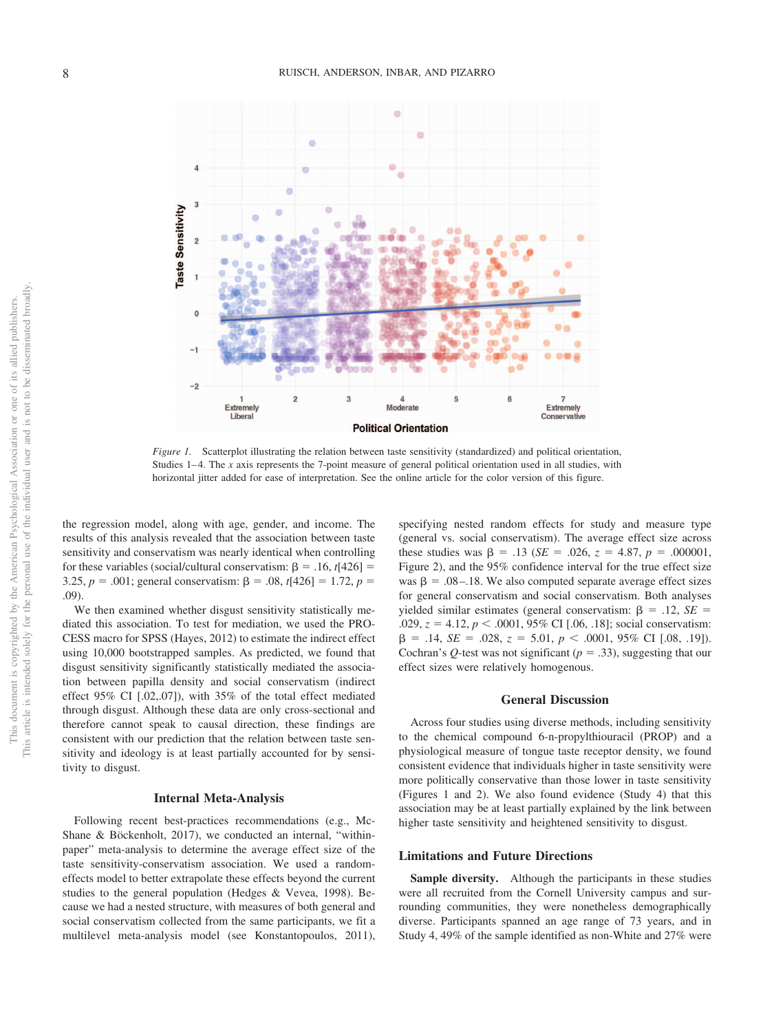*Figure 1.* Scatterplot illustrating the relation between taste sensitivity (standardized) and political orientation, Studies 1–4. The *x* axis represents the 7-point measure of general political orientation used in all studies, with horizontal jitter added for ease of interpretation. See the online article for the color version of this figure.

the regression model, along with age, gender, and income. The results of this analysis revealed that the association between taste sensitivity and conservatism was nearly identical when controlling for these variables (social/cultural conservatism: $\beta = .16$, $t[426] = 3.25$, $p = .001$; general conservatism: $\beta = .08$, $t[426] = 1.72$, $p = .09$).

We then examined whether disgust sensitivity statistically mediated this association. To test for mediation, we used the PROCESS macro for SPSS (Hayes, 2012) to estimate the indirect effect using 10,000 bootstrapped samples. As predicted, we found that disgust sensitivity significantly statistically mediated the association between papilla density and social conservatism (indirect effect 95% CI [.02,.07]), with 35% of the total effect mediated through disgust. Although these data are only cross-sectional and therefore cannot speak to causal direction, these findings are consistent with our prediction that the relation between taste sensitivity and ideology is at least partially accounted for by sensitivity to disgust.

## Internal Meta-Analysis

Following recent best-practices recommendations (e.g., McShane & Böckenholt, 2017), we conducted an internal, "within-paper" meta-analysis to determine the average effect size of the taste sensitivity-conservatism association. We used a random-effects model to better extrapolate these effects beyond the current studies to the general population (Hedges & Vevea, 1998). Because we had a nested structure, with measures of both general and social conservatism collected from the same participants, we fit a multilevel meta-analysis model (see Konstantopoulos, 2011), specifying nested random effects for study and measure type (general vs. social conservatism). The average effect size across these studies was $\beta = .13$ ($SE = .026$, $z = 4.87$, $p = .000001$, Figure 2), and the 95% confidence interval for the true effect size was $\beta = .08$–$.18$. We also computed separate average effect sizes for general conservatism and social conservatism. Both analyses yielded similar estimates (general conservatism: $\beta = .12$, $SE = .029$, $z = 4.12$, $p < .0001$, 95% CI [.06, .18]; social conservatism: $\beta = .14$, $SE = .028$, $z = 5.01$, $p < .0001$, 95% CI [.08, .19]). Cochran's $Q$-test was not significant ($p = .33$), suggesting that our effect sizes were relatively homogenous.

## General Discussion

Across four studies using diverse methods, including sensitivity to the chemical compound 6-n-propylthiouracil (PROP) and a physiological measure of tongue taste receptor density, we found consistent evidence that individuals higher in taste sensitivity were more politically conservative than those lower in taste sensitivity (Figures 1 and 2). We also found evidence (Study 4) that this association may be at least partially explained by the link between higher taste sensitivity and heightened sensitivity to disgust.

### Limitations and Future Directions

**Sample diversity.** Although the participants in these studies were all recruited from the Cornell University campus and surrounding communities, they were nonetheless demographically diverse. Participants spanned an age range of 73 years, and in Study 4, 49% of the sample identified as non-White and 27% were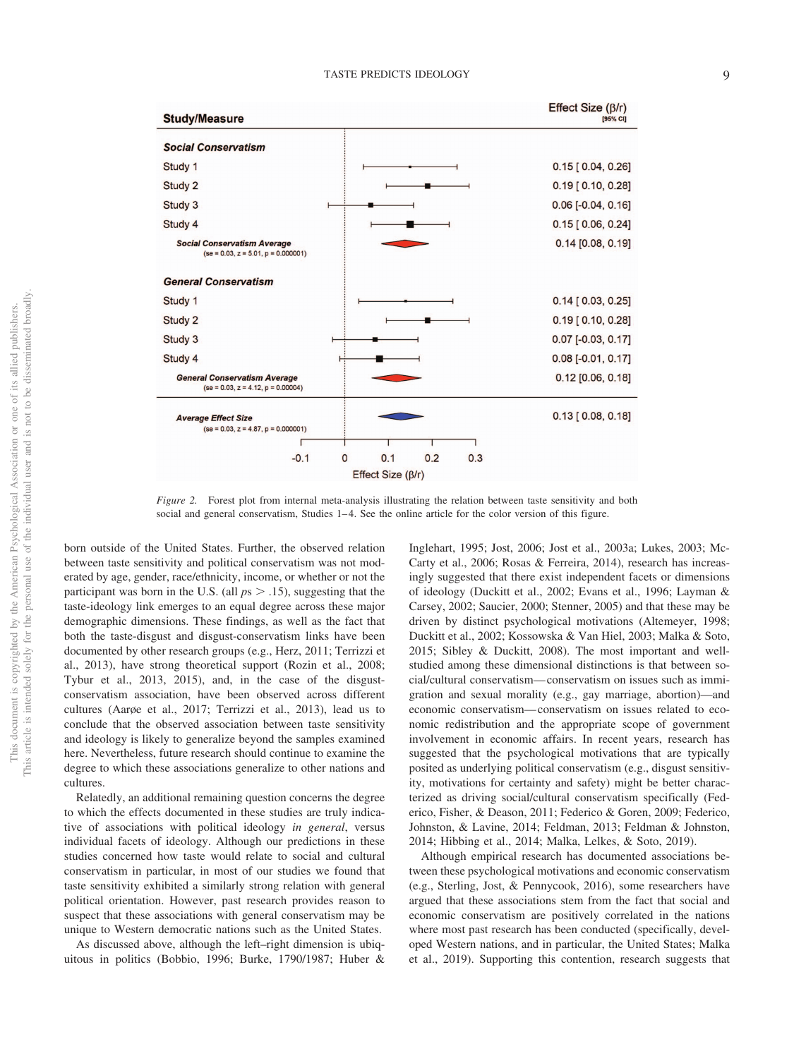| Study/Measure | Effect Size (β/r) [95% CI] |
| --- | --- |
| ***Social Conservatism*** | |
| Study 1 | 0.15 [ 0.04, 0.26] |
| Study 2 | 0.19 [ 0.10, 0.28] |
| Study 3 | 0.06 [-0.04, 0.16] |
| Study 4 | 0.15 [ 0.06, 0.24] |
| ***Social Conservatism Average*** (se = 0.03, z = 5.01, p = 0.000001) | 0.14 [0.08, 0.19] |
| ***General Conservatism*** | |
| Study 1 | 0.14 [ 0.03, 0.25] |
| Study 2 | 0.19 [ 0.10, 0.28] |
| Study 3 | 0.07 [-0.03, 0.17] |
| Study 4 | 0.08 [-0.01, 0.17] |
| ***General Conservatism Average*** (se = 0.03, z = 4.12, p = 0.00004) | 0.12 [0.06, 0.18] |
| ***Average Effect Size*** (se = 0.03, z = 4.87, p = 0.000001) | 0.13 [ 0.08, 0.18] |

*Figure 2.* Forest plot from internal meta-analysis illustrating the relation between taste sensitivity and both social and general conservatism, Studies 1–4. See the online article for the color version of this figure.

born outside of the United States. Further, the observed relation between taste sensitivity and political conservatism was not moderated by age, gender, race/ethnicity, income, or whether or not the participant was born in the U.S. (all $ps > .15$), suggesting that the taste-ideology link emerges to an equal degree across these major demographic dimensions. These findings, as well as the fact that both the taste-disgust and disgust-conservatism links have been documented by other research groups (e.g., Herz, 2011; Terrizzi et al., 2013), have strong theoretical support (Rozin et al., 2008; Tybur et al., 2013, 2015), and, in the case of the disgust-conservatism association, have been observed across different cultures (Aarøe et al., 2017; Terrizzi et al., 2013), lead us to conclude that the observed association between taste sensitivity and ideology is likely to generalize beyond the samples examined here. Nevertheless, future research should continue to examine the degree to which these associations generalize to other nations and cultures.

Relatedly, an additional remaining question concerns the degree to which the effects documented in these studies are truly indicative of associations with political ideology *in general*, versus individual facets of ideology. Although our predictions in these studies concerned how taste would relate to social and cultural conservatism in particular, in most of our studies we found that taste sensitivity exhibited a similarly strong relation with general political orientation. However, past research provides reason to suspect that these associations with general conservatism may be unique to Western democratic nations such as the United States.

As discussed above, although the left–right dimension is ubiquitous in politics (Bobbio, 1996; Burke, 1790/1987; Huber & Inglehart, 1995; Jost, 2006; Jost et al., 2003a; Lukes, 2003; McCarty et al., 2006; Rosas & Ferreira, 2014), research has increasingly suggested that there exist independent facets or dimensions of ideology (Duckitt et al., 2002; Evans et al., 1996; Layman & Carsey, 2002; Saucier, 2000; Stenner, 2005) and that these may be driven by distinct psychological motivations (Altemeyer, 1998; Duckitt et al., 2002; Kossowska & Van Hiel, 2003; Malka & Soto, 2015; Sibley & Duckitt, 2008). The most important and well-studied among these dimensional distinctions is that between social/cultural conservatism—conservatism on issues such as immigration and sexual morality (e.g., gay marriage, abortion)—and economic conservatism—conservatism on issues related to economic redistribution and the appropriate scope of government involvement in economic affairs. In recent years, research has suggested that the psychological motivations that are typically posited as underlying political conservatism (e.g., disgust sensitivity, motivations for certainty and safety) might be better characterized as driving social/cultural conservatism specifically (Federico, Fisher, & Deason, 2011; Federico & Goren, 2009; Federico, Johnston, & Lavine, 2014; Feldman, 2013; Feldman & Johnston, 2014; Hibbing et al., 2014; Malka, Lelkes, & Soto, 2019).

Although empirical research has documented associations between these psychological motivations and economic conservatism (e.g., Sterling, Jost, & Pennycook, 2016), some researchers have argued that these associations stem from the fact that social and economic conservatism are positively correlated in the nations where most past research has been conducted (specifically, developed Western nations, and in particular, the United States; Malka et al., 2019). Supporting this contention, research suggests that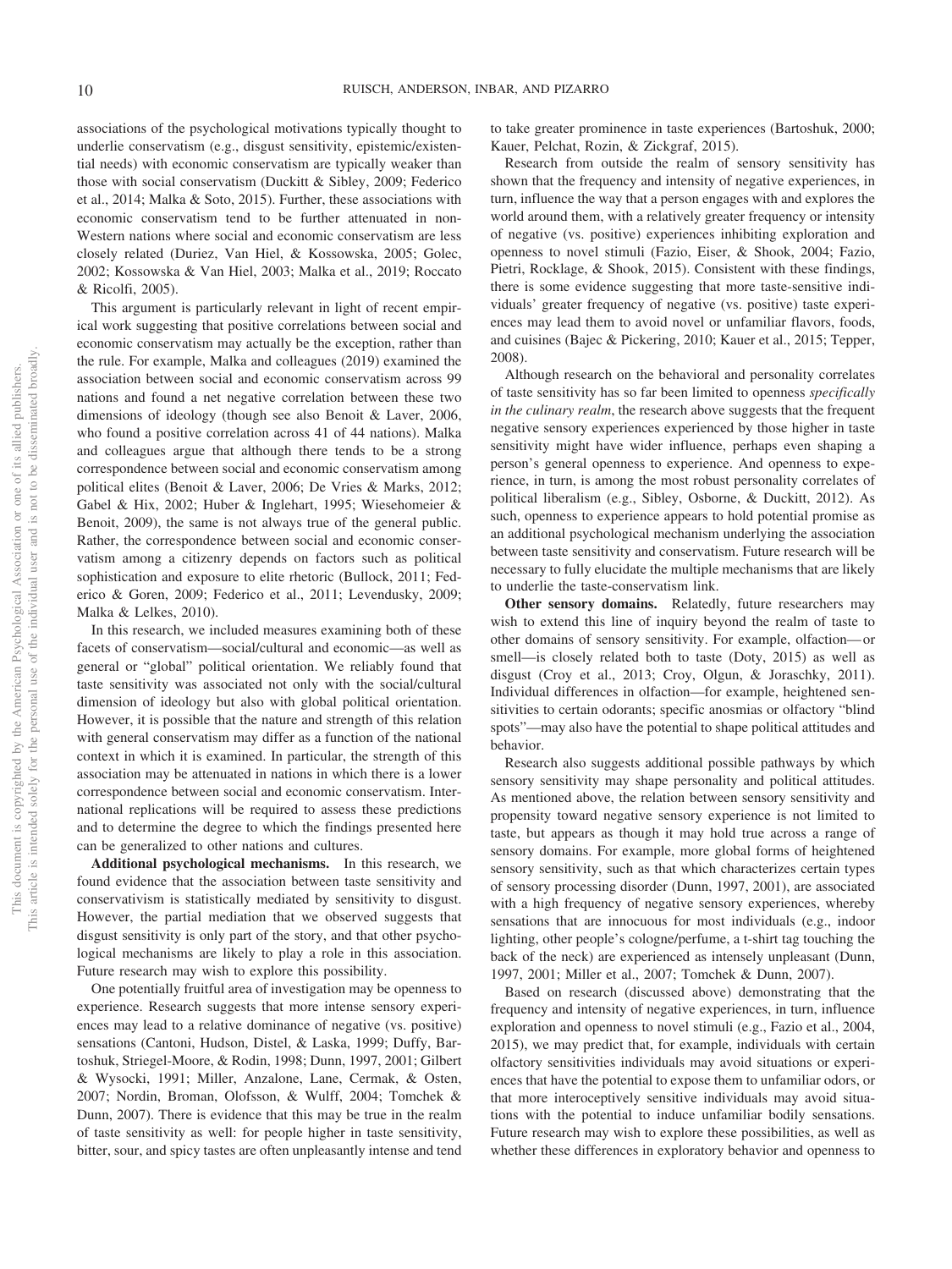associations of the psychological motivations typically thought to underlie conservatism (e.g., disgust sensitivity, epistemic/existential needs) with economic conservatism are typically weaker than those with social conservatism (Duckitt & Sibley, 2009; Federico et al., 2014; Malka & Soto, 2015). Further, these associations with economic conservatism tend to be further attenuated in non-Western nations where social and economic conservatism are less closely related (Duriez, Van Hiel, & Kossowska, 2005; Golec, 2002; Kossowska & Van Hiel, 2003; Malka et al., 2019; Roccato & Ricolfi, 2005).

This argument is particularly relevant in light of recent empirical work suggesting that positive correlations between social and economic conservatism may actually be the exception, rather than the rule. For example, Malka and colleagues (2019) examined the association between social and economic conservatism across 99 nations and found a net negative correlation between these two dimensions of ideology (though see also Benoit & Laver, 2006, who found a positive correlation across 41 of 44 nations). Malka and colleagues argue that although there tends to be a strong correspondence between social and economic conservatism among political elites (Benoit & Laver, 2006; De Vries & Marks, 2012; Gabel & Hix, 2002; Huber & Inglehart, 1995; Wiesehomeier & Benoit, 2009), the same is not always true of the general public. Rather, the correspondence between social and economic conservatism among a citizenry depends on factors such as political sophistication and exposure to elite rhetoric (Bullock, 2011; Federico & Goren, 2009; Federico et al., 2011; Levendusky, 2009; Malka & Lelkes, 2010).

In this research, we included measures examining both of these facets of conservatism—social/cultural and economic—as well as general or "global" political orientation. We reliably found that taste sensitivity was associated not only with the social/cultural dimension of ideology but also with global political orientation. However, it is possible that the nature and strength of this relation with general conservatism may differ as a function of the national context in which it is examined. In particular, the strength of this association may be attenuated in nations in which there is a lower correspondence between social and economic conservatism. International replications will be required to assess these predictions and to determine the degree to which the findings presented here can be generalized to other nations and cultures.

**Additional psychological mechanisms.** In this research, we found evidence that the association between taste sensitivity and conservatism is statistically mediated by sensitivity to disgust. However, the partial mediation that we observed suggests that disgust sensitivity is only part of the story, and that other psychological mechanisms are likely to play a role in this association. Future research may wish to explore this possibility.

One potentially fruitful area of investigation may be openness to experience. Research suggests that more intense sensory experiences may lead to a relative dominance of negative (vs. positive) sensations (Cantoni, Hudson, Distel, & Laska, 1999; Duffy, Bartoshuk, Striegel-Moore, & Rodin, 1998; Dunn, 1997, 2001; Gilbert & Wysocki, 1991; Miller, Anzalone, Lane, Cermak, & Osten, 2007; Nordin, Broman, Olofsson, & Wulff, 2004; Tomchek & Dunn, 2007). There is evidence that this may be true in the realm of taste sensitivity as well: for people higher in taste sensitivity, bitter, sour, and spicy tastes are often unpleasantly intense and tend to take greater prominence in taste experiences (Bartoshuk, 2000; Kauer, Pelchat, Rozin, & Zickgraf, 2015).

Research from outside the realm of sensory sensitivity has shown that the frequency and intensity of negative experiences, in turn, influence the way that a person engages with and explores the world around them, with a relatively greater frequency or intensity of negative (vs. positive) experiences inhibiting exploration and openness to novel stimuli (Fazio, Eiser, & Shook, 2004; Fazio, Pietri, Rocklage, & Shook, 2015). Consistent with these findings, there is some evidence suggesting that more taste-sensitive individuals' greater frequency of negative (vs. positive) taste experiences may lead them to avoid novel or unfamiliar flavors, foods, and cuisines (Bajec & Pickering, 2010; Kauer et al., 2015; Tepper, 2008).

Although research on the behavioral and personality correlates of taste sensitivity has so far been limited to openness *specifically in the culinary realm*, the research above suggests that the frequent negative sensory experiences experienced by those higher in taste sensitivity might have wider influence, perhaps even shaping a person's general openness to experience. And openness to experience, in turn, is among the most robust personality correlates of political liberalism (e.g., Sibley, Osborne, & Duckitt, 2012). As such, openness to experience appears to hold potential promise as an additional psychological mechanism underlying the association between taste sensitivity and conservatism. Future research will be necessary to fully elucidate the multiple mechanisms that are likely to underlie the taste-conservatism link.

**Other sensory domains.** Relatedly, future researchers may wish to extend this line of inquiry beyond the realm of taste to other domains of sensory sensitivity. For example, olfaction—or smell—is closely related both to taste (Doty, 2015) as well as disgust (Croy et al., 2013; Croy, Olgun, & Joraschky, 2011). Individual differences in olfaction—for example, heightened sensitivities to certain odorants; specific anosmias or olfactory "blind spots"—may also have the potential to shape political attitudes and behavior.

Research also suggests additional possible pathways by which sensory sensitivity may shape personality and political attitudes. As mentioned above, the relation between sensory sensitivity and propensity toward negative sensory experience is not limited to taste, but appears as though it may hold true across a range of sensory domains. For example, more global forms of heightened sensory sensitivity, such as that which characterizes certain types of sensory processing disorder (Dunn, 1997, 2001), are associated with a high frequency of negative sensory experiences, whereby sensations that are innocuous for most individuals (e.g., indoor lighting, other people's cologne/perfume, a t-shirt tag touching the back of the neck) are experienced as intensely unpleasant (Dunn, 1997, 2001; Miller et al., 2007; Tomchek & Dunn, 2007).

Based on research (discussed above) demonstrating that the frequency and intensity of negative experiences, in turn, influence exploration and openness to novel stimuli (e.g., Fazio et al., 2004, 2015), we may predict that, for example, individuals with certain olfactory sensitivities individuals may avoid situations or experiences that have the potential to expose them to unfamiliar odors, or that more interoceptively sensitive individuals may avoid situations with the potential to induce unfamiliar bodily sensations. Future research may wish to explore these possibilities, as well as whether these differences in exploratory behavior and openness to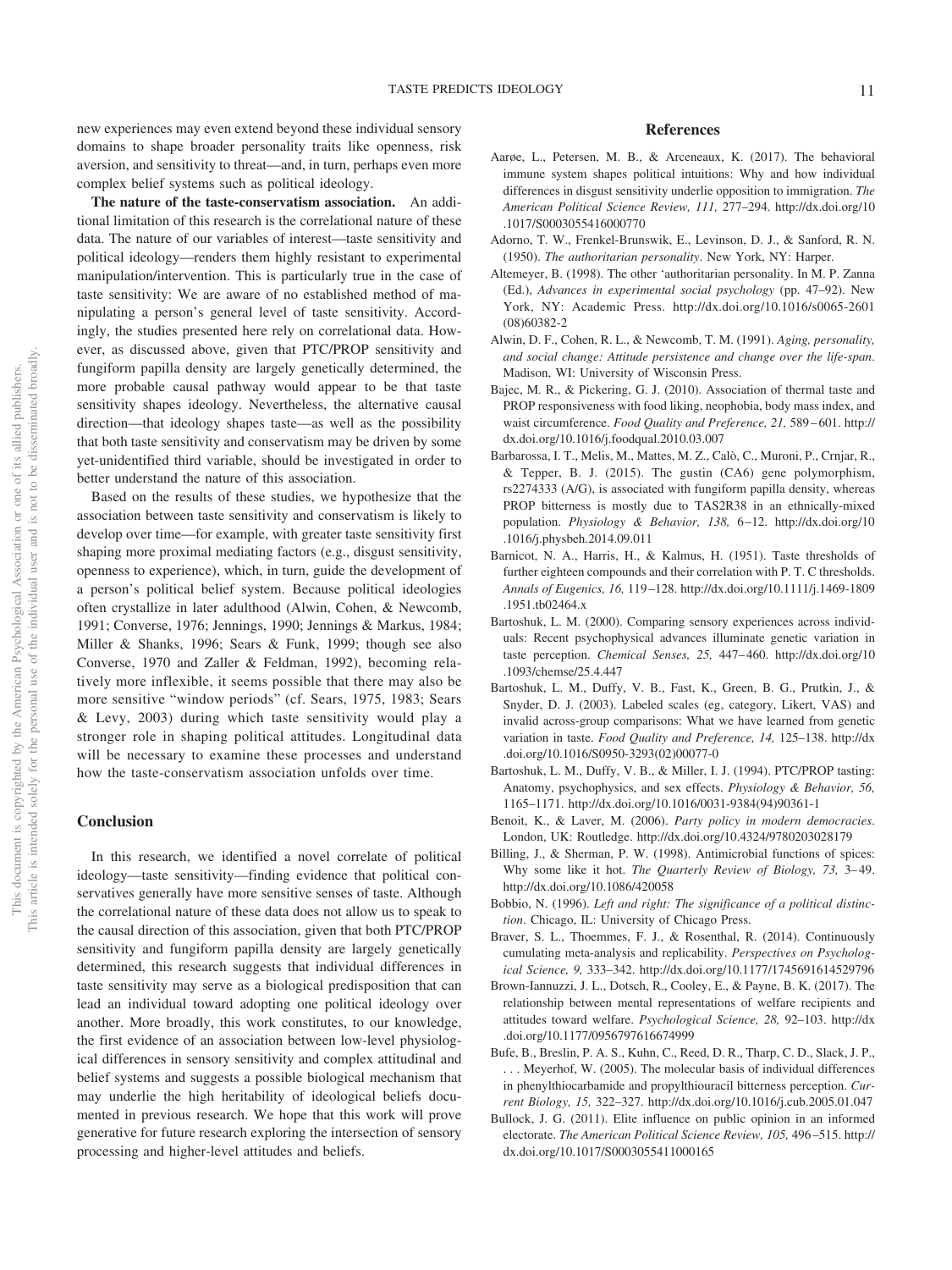new experiences may even extend beyond these individual sensory domains to shape broader personality traits like openness, risk aversion, and sensitivity to threat—and, in turn, perhaps even more complex belief systems such as political ideology.

**The nature of the taste-conservatism association.** An additional limitation of this research is the correlational nature of these data. The nature of our variables of interest—taste sensitivity and political ideology—renders them highly resistant to experimental manipulation/intervention. This is particularly true in the case of taste sensitivity: We are aware of no established method of manipulating a person's general level of taste sensitivity. Accordingly, the studies presented here rely on correlational data. However, as discussed above, given that PTC/PROP sensitivity and fungiform papilla density are largely genetically determined, the more probable causal pathway would appear to be that taste sensitivity shapes ideology. Nevertheless, the alternative causal direction—that ideology shapes taste—as well as the possibility that both taste sensitivity and conservatism may be driven by some yet-unidentified third variable, should be investigated in order to better understand the nature of this association.

Based on the results of these studies, we hypothesize that the association between taste sensitivity and conservatism is likely to develop over time—for example, with greater taste sensitivity first shaping more proximal mediating factors (e.g., disgust sensitivity, openness to experience), which, in turn, guide the development of a person's political belief system. Because political ideologies often crystallize in later adulthood (Alwin, Cohen, & Newcomb, 1991; Converse, 1976; Jennings, 1990; Jennings & Markus, 1984; Miller & Shanks, 1996; Sears & Funk, 1999; though see also Converse, 1970 and Zaller & Feldman, 1992), becoming relatively more inflexible, it seems possible that there may also be more sensitive "window periods" (cf. Sears, 1975, 1983; Sears & Levy, 2003) during which taste sensitivity would play a stronger role in shaping political attitudes. Longitudinal data will be necessary to examine these processes and understand how the taste-conservatism association unfolds over time.

## Conclusion

In this research, we identified a novel correlate of political ideology—taste sensitivity—finding evidence that political conservatives generally have more sensitive senses of taste. Although the correlational nature of these data does not allow us to speak to the causal direction of this association, given that both PTC/PROP sensitivity and fungiform papilla density are largely genetically determined, this research suggests that individual differences in taste sensitivity may serve as a biological predisposition that can lead an individual toward adopting one political ideology over another. More broadly, this work constitutes, to our knowledge, the first evidence of an association between low-level physiological differences in sensory sensitivity and complex attitudinal and belief systems and suggests a possible biological mechanism that may underlie the high heritability of ideological beliefs documented in previous research. We hope that this work will prove generative for future research exploring the intersection of sensory processing and higher-level attitudes and beliefs.

## References

Aarøe, L., Petersen, M. B., & Arceneaux, K. (2017). The behavioral immune system shapes political intuitions: Why and how individual differences in disgust sensitivity underlie opposition to immigration. *The American Political Science Review, 111,* 277–294. http://dx.doi.org/10.1017/S0003055416000770

Adorno, T. W., Frenkel-Brunswik, E., Levinson, D. J., & Sanford, R. N. (1950). *The authoritarian personality*. New York, NY: Harper.

Altemeyer, B. (1998). The other 'authoritarian personality. In M. P. Zanna (Ed.), *Advances in experimental social psychology* (pp. 47–92). New York, NY: Academic Press. http://dx.doi.org/10.1016/s0065-2601(08)60382-2

Alwin, D. F., Cohen, R. L., & Newcomb, T. M. (1991). *Aging, personality, and social change: Attitude persistence and change over the life-span*. Madison, WI: University of Wisconsin Press.

Bajec, M. R., & Pickering, G. J. (2010). Association of thermal taste and PROP responsiveness with food liking, neophobia, body mass index, and waist circumference. *Food Quality and Preference, 21,* 589–601. http://dx.doi.org/10.1016/j.foodqual.2010.03.007

Barbarossa, I. T., Melis, M., Mattes, M. Z., Calò, C., Muroni, P., Crnjar, R., & Tepper, B. J. (2015). The gustin (CA6) gene polymorphism, rs2274333 (A/G), is associated with fungiform papilla density, whereas PROP bitterness is mostly due to TAS2R38 in an ethnically-mixed population. *Physiology & Behavior, 138,* 6–12. http://dx.doi.org/10.1016/j.physbeh.2014.09.011

Barnicot, N. A., Harris, H., & Kalmus, H. (1951). Taste thresholds of further eighteen compounds and their correlation with P. T. C thresholds. *Annals of Eugenics, 16,* 119–128. http://dx.doi.org/10.1111/j.1469-1809.1951.tb02464.x

Bartoshuk, L. M. (2000). Comparing sensory experiences across individuals: Recent psychophysical advances illuminate genetic variation in taste perception. *Chemical Senses, 25,* 447–460. http://dx.doi.org/10.1093/chemse/25.4.447

Bartoshuk, L. M., Duffy, V. B., Fast, K., Green, B. G., Prutkin, J., & Snyder, D. J. (2003). Labeled scales (eg, category, Likert, VAS) and invalid across-group comparisons: What we have learned from genetic variation in taste. *Food Quality and Preference, 14,* 125–138. http://dx.doi.org/10.1016/S0950-3293(02)00077-0

Bartoshuk, L. M., Duffy, V. B., & Miller, I. J. (1994). PTC/PROP tasting: Anatomy, psychophysics, and sex effects. *Physiology & Behavior, 56,* 1165–1171. http://dx.doi.org/10.1016/0031-9384(94)90361-1

Benoit, K., & Laver, M. (2006). *Party policy in modern democracies*. London, UK: Routledge. http://dx.doi.org/10.4324/9780203028179

Billing, J., & Sherman, P. W. (1998). Antimicrobial functions of spices: Why some like it hot. *The Quarterly Review of Biology, 73,* 3–49. http://dx.doi.org/10.1086/420058

Bobbio, N. (1996). *Left and right: The significance of a political distinction*. Chicago, IL: University of Chicago Press.

Braver, S. L., Thoemmes, F. J., & Rosenthal, R. (2014). Continuously cumulating meta-analysis and replicability. *Perspectives on Psychological Science, 9,* 333–342. http://dx.doi.org/10.1177/1745691614529796

Brown-Iannuzzi, J. L., Dotsch, R., Cooley, E., & Payne, B. K. (2017). The relationship between mental representations of welfare recipients and attitudes toward welfare. *Psychological Science, 28,* 92–103. http://dx.doi.org/10.1177/0956797616674999

Bufe, B., Breslin, P. A. S., Kuhn, C., Reed, D. R., Tharp, C. D., Slack, J. P., . . . Meyerhof, W. (2005). The molecular basis of individual differences in phenylthiocarbamide and propylthiouracil bitterness perception. *Current Biology, 15,* 322–327. http://dx.doi.org/10.1016/j.cub.2005.01.047

Bullock, J. G. (2011). Elite influence on public opinion in an informed electorate. *The American Political Science Review, 105,* 496–515. http://dx.doi.org/10.1017/S0003055411000165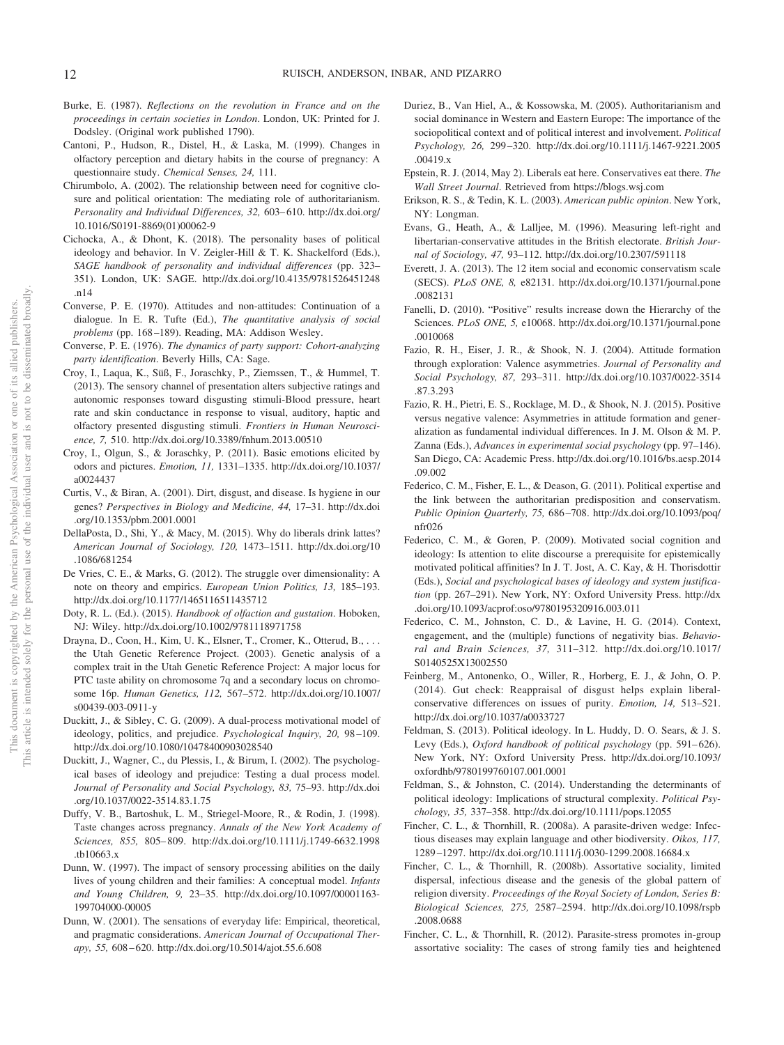Burke, E. (1987). *Reflections on the revolution in France and on the proceedings in certain societies in London*. London, UK: Printed for J. Dodsley. (Original work published 1790).

Cantoni, P., Hudson, R., Distel, H., & Laska, M. (1999). Changes in olfactory perception and dietary habits in the course of pregnancy: A questionnaire study. *Chemical Senses, 24,* 111.

Chirumbolo, A. (2002). The relationship between need for cognitive closure and political orientation: The mediating role of authoritarianism. *Personality and Individual Differences, 32,* 603–610. http://dx.doi.org/10.1016/S0191-8869(01)00062-9

Cichocka, A., & Dhont, K. (2018). The personality bases of political ideology and behavior. In V. Zeigler-Hill & T. K. Shackelford (Eds.), *SAGE handbook of personality and individual differences* (pp. 323–351). London, UK: SAGE. http://dx.doi.org/10.4135/9781526451248.n14

Converse, P. E. (1970). Attitudes and non-attitudes: Continuation of a dialogue. In E. R. Tufte (Ed.), *The quantitative analysis of social problems* (pp. 168–189). Reading, MA: Addison Wesley.

Converse, P. E. (1976). *The dynamics of party support: Cohort-analyzing party identification*. Beverly Hills, CA: Sage.

Croy, I., Laqua, K., Süß, F., Joraschky, P., Ziemssen, T., & Hummel, T. (2013). The sensory channel of presentation alters subjective ratings and autonomic responses toward disgusting stimuli-Blood pressure, heart rate and skin conductance in response to visual, auditory, haptic and olfactory presented disgusting stimuli. *Frontiers in Human Neuroscience, 7,* 510. http://dx.doi.org/10.3389/fnhum.2013.00510

Croy, I., Olgun, S., & Joraschky, P. (2011). Basic emotions elicited by odors and pictures. *Emotion, 11,* 1331–1335. http://dx.doi.org/10.1037/a0024437

Curtis, V., & Biran, A. (2001). Dirt, disgust, and disease. Is hygiene in our genes? *Perspectives in Biology and Medicine, 44,* 17–31. http://dx.doi.org/10.1353/pbm.2001.0001

DellaPosta, D., Shi, Y., & Macy, M. (2015). Why do liberals drink lattes? *American Journal of Sociology, 120,* 1473–1511. http://dx.doi.org/10.1086/681254

De Vries, C. E., & Marks, G. (2012). The struggle over dimensionality: A note on theory and empirics. *European Union Politics, 13,* 185–193. http://dx.doi.org/10.1177/1465116511435712

Doty, R. L. (Ed.). (2015). *Handbook of olfaction and gustation*. Hoboken, NJ: Wiley. http://dx.doi.org/10.1002/9781118971758

Drayna, D., Coon, H., Kim, U. K., Elsner, T., Cromer, K., Otterud, B., . . . the Utah Genetic Reference Project. (2003). Genetic analysis of a complex trait in the Utah Genetic Reference Project: A major locus for PTC taste ability on chromosome 7q and a secondary locus on chromosome 16p. *Human Genetics, 112,* 567–572. http://dx.doi.org/10.1007/s00439-003-0911-y

Duckitt, J., & Sibley, C. G. (2009). A dual-process motivational model of ideology, politics, and prejudice. *Psychological Inquiry, 20,* 98–109. http://dx.doi.org/10.1080/10478400903028540

Duckitt, J., Wagner, C., du Plessis, I., & Birum, I. (2002). The psychological bases of ideology and prejudice: Testing a dual process model. *Journal of Personality and Social Psychology, 83,* 75–93. http://dx.doi.org/10.1037/0022-3514.83.1.75

Duffy, V. B., Bartoshuk, L. M., Striegel-Moore, R., & Rodin, J. (1998). Taste changes across pregnancy. *Annals of the New York Academy of Sciences, 855,* 805–809. http://dx.doi.org/10.1111/j.1749-6632.1998.tb10663.x

Dunn, W. (1997). The impact of sensory processing abilities on the daily lives of young children and their families: A conceptual model. *Infants and Young Children, 9,* 23–35. http://dx.doi.org/10.1097/00001163-199704000-00005

Dunn, W. (2001). The sensations of everyday life: Empirical, theoretical, and pragmatic considerations. *American Journal of Occupational Therapy, 55,* 608–620. http://dx.doi.org/10.5014/ajot.55.6.608

Duriez, B., Van Hiel, A., & Kossowska, M. (2005). Authoritarianism and social dominance in Western and Eastern Europe: The importance of the sociopolitical context and of political interest and involvement. *Political Psychology, 26,* 299–320. http://dx.doi.org/10.1111/j.1467-9221.2005.00419.x

Epstein, R. J. (2014, May 2). Liberals eat here. Conservatives eat there. *The Wall Street Journal*. Retrieved from https://blogs.wsj.com

Erikson, R. S., & Tedin, K. L. (2003). *American public opinion*. New York, NY: Longman.

Evans, G., Heath, A., & Lalljee, M. (1996). Measuring left-right and libertarian-conservative attitudes in the British electorate. *British Journal of Sociology, 47,* 93–112. http://dx.doi.org/10.2307/591118

Everett, J. A. (2013). The 12 item social and economic conservatism scale (SECS). *PLoS ONE, 8,* e82131. http://dx.doi.org/10.1371/journal.pone.0082131

Fanelli, D. (2010). "Positive" results increase down the Hierarchy of the Sciences. *PLoS ONE, 5,* e10068. http://dx.doi.org/10.1371/journal.pone.0010068

Fazio, R. H., Eiser, J. R., & Shook, N. J. (2004). Attitude formation through exploration: Valence asymmetries. *Journal of Personality and Social Psychology, 87,* 293–311. http://dx.doi.org/10.1037/0022-3514.87.3.293

Fazio, R. H., Pietri, E. S., Rocklage, M. D., & Shook, N. J. (2015). Positive versus negative valence: Asymmetries in attitude formation and generalization as fundamental individual differences. In J. M. Olson & M. P. Zanna (Eds.), *Advances in experimental social psychology* (pp. 97–146). San Diego, CA: Academic Press. http://dx.doi.org/10.1016/bs.aesp.2014.09.002

Federico, C. M., Fisher, E. L., & Deason, G. (2011). Political expertise and the link between the authoritarian predisposition and conservatism. *Public Opinion Quarterly, 75,* 686–708. http://dx.doi.org/10.1093/poq/nfr026

Federico, C. M., & Goren, P. (2009). Motivated social cognition and ideology: Is attention to elite discourse a prerequisite for epistemically motivated political affinities? In J. T. Jost, A. C. Kay, & H. Thorisdottir (Eds.), *Social and psychological bases of ideology and system justification* (pp. 267–291). New York, NY: Oxford University Press. http://dx.doi.org/10.1093/acprof:oso/9780195320916.003.011

Federico, C. M., Johnston, C. D., & Lavine, H. G. (2014). Context, engagement, and the (multiple) functions of negativity bias. *Behavioral and Brain Sciences, 37,* 311–312. http://dx.doi.org/10.1017/S0140525X13002550

Feinberg, M., Antonenko, O., Willer, R., Horberg, E. J., & John, O. P. (2014). Gut check: Reappraisal of disgust helps explain liberal-conservative differences on issues of purity. *Emotion, 14,* 513–521. http://dx.doi.org/10.1037/a0033727

Feldman, S. (2013). Political ideology. In L. Huddy, D. O. Sears, & J. S. Levy (Eds.), *Oxford handbook of political psychology* (pp. 591–626). New York, NY: Oxford University Press. http://dx.doi.org/10.1093/oxfordhb/9780199760107.001.0001

Feldman, S., & Johnston, C. (2014). Understanding the determinants of political ideology: Implications of structural complexity. *Political Psychology, 35,* 337–358. http://dx.doi.org/10.1111/pops.12055

Fincher, C. L., & Thornhill, R. (2008a). A parasite-driven wedge: Infectious diseases may explain language and other biodiversity. *Oikos, 117,* 1289–1297. http://dx.doi.org/10.1111/j.0030-1299.2008.16684.x

Fincher, C. L., & Thornhill, R. (2008b). Assortative sociality, limited dispersal, infectious disease and the genesis of the global pattern of religion diversity. *Proceedings of the Royal Society of London, Series B: Biological Sciences, 275,* 2587–2594. http://dx.doi.org/10.1098/rspb.2008.0688

Fincher, C. L., & Thornhill, R. (2012). Parasite-stress promotes in-group assortative sociality: The cases of strong family ties and heightened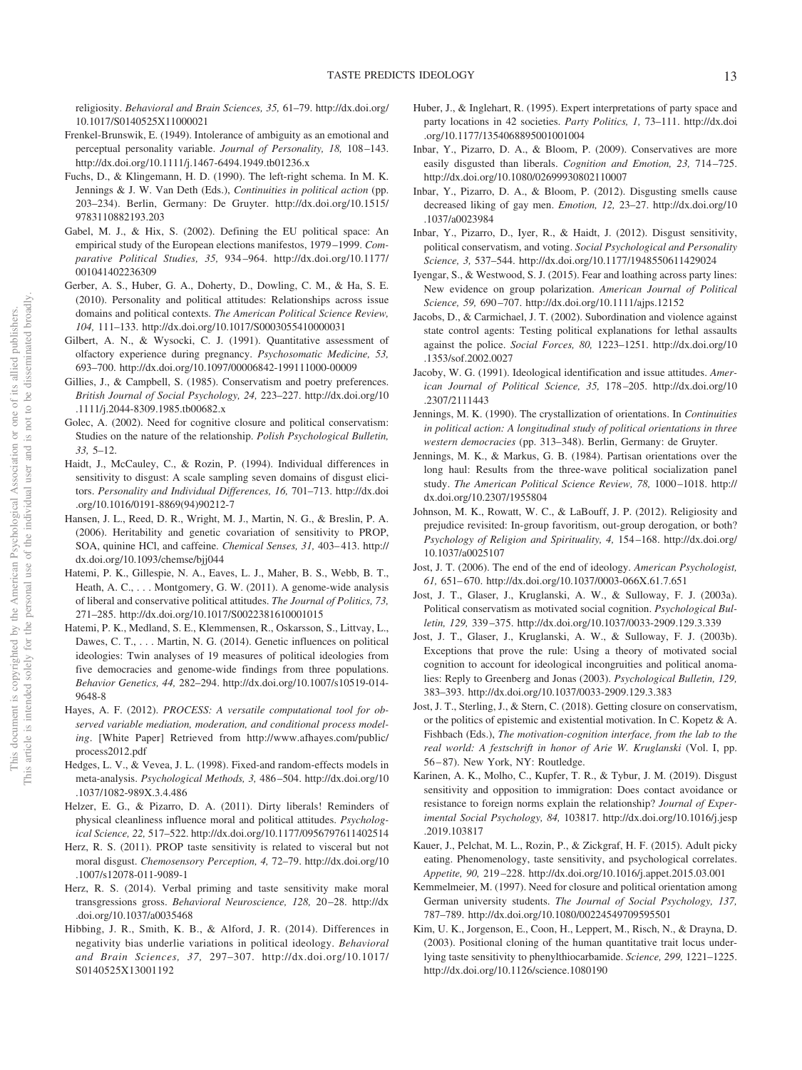religiosity. *Behavioral and Brain Sciences, 35,* 61–79. http://dx.doi.org/10.1017/S0140525X11000021

Frenkel-Brunswik, E. (1949). Intolerance of ambiguity as an emotional and perceptual personality variable. *Journal of Personality, 18,* 108–143. http://dx.doi.org/10.1111/j.1467-6494.1949.tb01236.x

Fuchs, D., & Klingemann, H. D. (1990). The left-right schema. In M. K. Jennings & J. W. Van Deth (Eds.), *Continuities in political action* (pp. 203–234). Berlin, Germany: De Gruyter. http://dx.doi.org/10.1515/9783110882193.203

Gabel, M. J., & Hix, S. (2002). Defining the EU political space: An empirical study of the European elections manifestos, 1979–1999. *Comparative Political Studies, 35,* 934–964. http://dx.doi.org/10.1177/001041402236309

Gerber, A. S., Huber, G. A., Doherty, D., Dowling, C. M., & Ha, S. E. (2010). Personality and political attitudes: Relationships across issue domains and political contexts. *The American Political Science Review, 104,* 111–133. http://dx.doi.org/10.1017/S0003055410000031

Gilbert, A. N., & Wysocki, C. J. (1991). Quantitative assessment of olfactory experience during pregnancy. *Psychosomatic Medicine, 53,* 693–700. http://dx.doi.org/10.1097/00006842-199111000-00009

Gillies, J., & Campbell, S. (1985). Conservatism and poetry preferences. *British Journal of Social Psychology, 24,* 223–227. http://dx.doi.org/10.1111/j.2044-8309.1985.tb00682.x

Golec, A. (2002). Need for cognitive closure and political conservatism: Studies on the nature of the relationship. *Polish Psychological Bulletin, 33,* 5–12.

Haidt, J., McCauley, C., & Rozin, P. (1994). Individual differences in sensitivity to disgust: A scale sampling seven domains of disgust elicitors. *Personality and Individual Differences, 16,* 701–713. http://dx.doi.org/10.1016/0191-8869(94)90212-7

Hansen, J. L., Reed, D. R., Wright, M. J., Martin, N. G., & Breslin, P. A. (2006). Heritability and genetic covariation of sensitivity to PROP, SOA, quinine HCl, and caffeine. *Chemical Senses, 31,* 403–413. http://dx.doi.org/10.1093/chemse/bjj044

Hatemi, P. K., Gillespie, N. A., Eaves, L. J., Maher, B. S., Webb, B. T., Heath, A. C., . . . Montgomery, G. W. (2011). A genome-wide analysis of liberal and conservative political attitudes. *The Journal of Politics, 73,* 271–285. http://dx.doi.org/10.1017/S0022381610001015

Hatemi, P. K., Medland, S. E., Klemmensen, R., Oskarsson, S., Littvay, L., Dawes, C. T., . . . Martin, N. G. (2014). Genetic influences on political ideologies: Twin analyses of 19 measures of political ideologies from five democracies and genome-wide findings from three populations. *Behavior Genetics, 44,* 282–294. http://dx.doi.org/10.1007/s10519-014-9648-8

Hayes, A. F. (2012). *PROCESS: A versatile computational tool for observed variable mediation, moderation, and conditional process modeling*. [White Paper] Retrieved from http://www.afhayes.com/public/process2012.pdf

Hedges, L. V., & Vevea, J. L. (1998). Fixed-and random-effects models in meta-analysis. *Psychological Methods, 3,* 486–504. http://dx.doi.org/10.1037/1082-989X.3.4.486

Helzer, E. G., & Pizarro, D. A. (2011). Dirty liberals! Reminders of physical cleanliness influence moral and political attitudes. *Psychological Science, 22,* 517–522. http://dx.doi.org/10.1177/0956797611402514

Herz, R. S. (2011). PROP taste sensitivity is related to visceral but not moral disgust. *Chemosensory Perception, 4,* 72–79. http://dx.doi.org/10.1007/s12078-011-9089-1

Herz, R. S. (2014). Verbal priming and taste sensitivity make moral transgressions gross. *Behavioral Neuroscience, 128,* 20–28. http://dx.doi.org/10.1037/a0035468

Hibbing, J. R., Smith, K. B., & Alford, J. R. (2014). Differences in negativity bias underlie variations in political ideology. *Behavioral and Brain Sciences, 37,* 297–307. http://dx.doi.org/10.1017/S0140525X13001192

Huber, J., & Inglehart, R. (1995). Expert interpretations of party space and party locations in 42 societies. *Party Politics, 1,* 73–111. http://dx.doi.org/10.1177/1354068895001001004

Inbar, Y., Pizarro, D. A., & Bloom, P. (2009). Conservatives are more easily disgusted than liberals. *Cognition and Emotion, 23,* 714–725. http://dx.doi.org/10.1080/02699930802110007

Inbar, Y., Pizarro, D. A., & Bloom, P. (2012). Disgusting smells cause decreased liking of gay men. *Emotion, 12,* 23–27. http://dx.doi.org/10.1037/a0023984

Inbar, Y., Pizarro, D., Iyer, R., & Haidt, J. (2012). Disgust sensitivity, political conservatism, and voting. *Social Psychological and Personality Science, 3,* 537–544. http://dx.doi.org/10.1177/1948550611429024

Iyengar, S., & Westwood, S. J. (2015). Fear and loathing across party lines: New evidence on group polarization. *American Journal of Political Science, 59,* 690–707. http://dx.doi.org/10.1111/ajps.12152

Jacobs, D., & Carmichael, J. T. (2002). Subordination and violence against state control agents: Testing political explanations for lethal assaults against the police. *Social Forces, 80,* 1223–1251. http://dx.doi.org/10.1353/sof.2002.0027

Jacoby, W. G. (1991). Ideological identification and issue attitudes. *American Journal of Political Science, 35,* 178–205. http://dx.doi.org/10.2307/2111443

Jennings, M. K. (1990). The crystallization of orientations. In *Continuities in political action: A longitudinal study of political orientations in three western democracies* (pp. 313–348). Berlin, Germany: de Gruyter.

Jennings, M. K., & Markus, G. B. (1984). Partisan orientations over the long haul: Results from the three-wave political socialization panel study. *The American Political Science Review, 78,* 1000–1018. http://dx.doi.org/10.2307/1955804

Johnson, M. K., Rowatt, W. C., & LaBouff, J. P. (2012). Religiosity and prejudice revisited: In-group favoritism, out-group derogation, or both? *Psychology of Religion and Spirituality, 4,* 154–168. http://dx.doi.org/10.1037/a0025107

Jost, J. T. (2006). The end of the end of ideology. *American Psychologist, 61,* 651–670. http://dx.doi.org/10.1037/0003-066X.61.7.651

Jost, J. T., Glaser, J., Kruglanski, A. W., & Sulloway, F. J. (2003a). Political conservatism as motivated social cognition. *Psychological Bulletin, 129,* 339–375. http://dx.doi.org/10.1037/0033-2909.129.3.339

Jost, J. T., Glaser, J., Kruglanski, A. W., & Sulloway, F. J. (2003b). Exceptions that prove the rule: Using a theory of motivated social cognition to account for ideological incongruities and political anomalies: Reply to Greenberg and Jonas (2003). *Psychological Bulletin, 129,* 383–393. http://dx.doi.org/10.1037/0033-2909.129.3.383

Jost, J. T., Sterling, J., & Stern, C. (2018). Getting closure on conservatism, or the politics of epistemic and existential motivation. In C. Kopetz & A. Fishbach (Eds.), *The motivation-cognition interface, from the lab to the real world: A festschrift in honor of Arie W. Kruglanski* (Vol. I, pp. 56–87). New York, NY: Routledge.

Karinen, A. K., Molho, C., Kupfer, T. R., & Tybur, J. M. (2019). Disgust sensitivity and opposition to immigration: Does contact avoidance or resistance to foreign norms explain the relationship? *Journal of Experimental Social Psychology, 84,* 103817. http://dx.doi.org/10.1016/j.jesp.2019.103817

Kauer, J., Pelchat, M. L., Rozin, P., & Zickgraf, H. F. (2015). Adult picky eating. Phenomenology, taste sensitivity, and psychological correlates. *Appetite, 90,* 219–228. http://dx.doi.org/10.1016/j.appet.2015.03.001

Kemmelmeier, M. (1997). Need for closure and political orientation among German university students. *The Journal of Social Psychology, 137,* 787–789. http://dx.doi.org/10.1080/00224549709595501

Kim, U. K., Jorgenson, E., Coon, H., Leppert, M., Risch, N., & Drayna, D. (2003). Positional cloning of the human quantitative trait locus underlying taste sensitivity to phenylthiocarbamide. *Science, 299,* 1221–1225. http://dx.doi.org/10.1126/science.1080190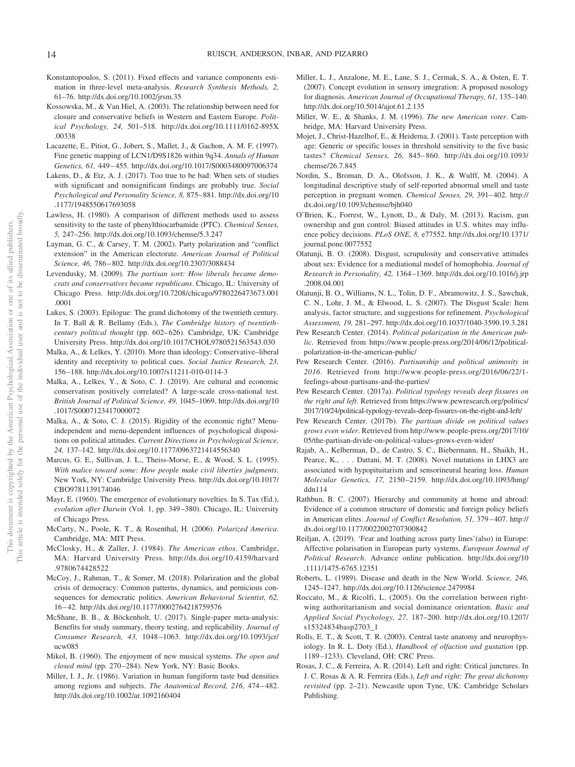Konstantopoulos, S. (2011). Fixed effects and variance components estimation in three-level meta-analysis. *Research Synthesis Methods, 2,* 61–76. http://dx.doi.org/10.1002/jrsm.35

Kossowska, M., & Van Hiel, A. (2003). The relationship between need for closure and conservative beliefs in Western and Eastern Europe. *Political Psychology, 24,* 501–518. http://dx.doi.org/10.1111/0162-895X.00338

Lacazette, E., Pitiot, G., Jobert, S., Mallet, J., & Gachon, A. M. F. (1997). Fine genetic mapping of LCN1/D9S1826 within 9q34. *Annals of Human Genetics, 61,* 449–455. http://dx.doi.org/10.1017/S0003480097006374

Lakens, D., & Etz, A. J. (2017). Too true to be bad: When sets of studies with significant and nonsignificant findings are probably true. *Social Psychological and Personality Science, 8,* 875–881. http://dx.doi.org/10.1177/1948550617693058

Lawless, H. (1980). A comparison of different methods used to assess sensitivity to the taste of phenylthiocarbamide (PTC). *Chemical Senses, 5,* 247–256. http://dx.doi.org/10.1093/chemse/5.3.247

Layman, G. C., & Carsey, T. M. (2002). Party polarization and "conflict extension" in the American electorate. *American Journal of Political Science, 46,* 786–802. http://dx.doi.org/10.2307/3088434

Levendusky, M. (2009). *The partisan sort: How liberals became democrats and conservatives became republicans*. Chicago, IL: University of Chicago Press. http://dx.doi.org/10.7208/chicago/9780226473673.001.0001

Lukes, S. (2003). Epilogue: The grand dichotomy of the twentieth century. In T. Ball & R. Bellamy (Eds.), *The Cambridge history of twentieth-century political thought* (pp. 602–626). Cambridge, UK: Cambridge University Press. http://dx.doi.org/10.1017/CHOL9780521563543.030

Malka, A., & Lelkes, Y. (2010). More than ideology: Conservative–liberal identity and receptivity to political cues. *Social Justice Research, 23,* 156–188. http://dx.doi.org/10.1007/s11211-010-0114-3

Malka, A., Lelkes, Y., & Soto, C. J. (2019). Are cultural and economic conservatism positively correlated? A large-scale cross-national test. *British Journal of Political Science, 49,* 1045–1069. http://dx.doi.org/10.1017/S0007123417000072

Malka, A., & Soto, C. J. (2015). Rigidity of the economic right? Menu-independent and menu-dependent influences of psychological dispositions on political attitudes. *Current Directions in Psychological Science, 24,* 137–142. http://dx.doi.org/10.1177/0963721414556340

Marcus, G. E., Sullivan, J. L., Theiss-Morse, E., & Wood, S. L. (1995). *With malice toward some: How people make civil liberties judgments*. New York, NY: Cambridge University Press. http://dx.doi.org/10.1017/CBO9781139174046

Mayr, E. (1960). The emergence of evolutionary novelties. In S. Tax (Ed.), *evolution after Darwin* (Vol. 1, pp. 349–380). Chicago, IL: University of Chicago Press.

McCarty, N., Poole, K. T., & Rosenthal, H. (2006). *Polarized America*. Cambridge, MA: MIT Press.

McClosky, H., & Zaller, J. (1984). *The American ethos*. Cambridge, MA: Harvard University Press. http://dx.doi.org/10.4159/harvard.9780674428522

McCoy, J., Rahman, T., & Somer, M. (2018). Polarization and the global crisis of democracy: Common patterns, dynamics, and pernicious consequences for democratic politics. *American Behavioral Scientist, 62,* 16–42. http://dx.doi.org/10.1177/0002764218759576

McShane, B. B., & Böckenholt, U. (2017). Single-paper meta-analysis: Benefits for study summary, theory testing, and replicability. *Journal of Consumer Research, 43,* 1048–1063. http://dx.doi.org/10.1093/jcr/ucw085

Mikol, B. (1960). The enjoyment of new musical systems. *The open and closed mind* (pp. 270–284). New York, NY: Basic Books.

Miller, I. J., Jr. (1986). Variation in human fungiform taste bud densities among regions and subjects. *The Anatomical Record, 216,* 474–482. http://dx.doi.org/10.1002/ar.1092160404

Miller, L. J., Anzalone, M. E., Lane, S. J., Cermak, S. A., & Osten, E. T. (2007). Concept evolution in sensory integration: A proposed nosology for diagnosis. *American Journal of Occupational Therapy, 61,* 135–140. http://dx.doi.org/10.5014/ajot.61.2.135

Miller, W. E., & Shanks, J. M. (1996). *The new American voter*. Cambridge, MA: Harvard University Press.

Mojet, J., Christ-Hazelhof, E., & Heidema, J. (2001). Taste perception with age: Generic or specific losses in threshold sensitivity to the five basic tastes? *Chemical Senses, 26,* 845–860. http://dx.doi.org/10.1093/chemse/26.7.845

Nordin, S., Broman, D. A., Olofsson, J. K., & Wulff, M. (2004). A longitudinal descriptive study of self-reported abnormal smell and taste perception in pregnant women. *Chemical Senses, 29,* 391–402. http://dx.doi.org/10.1093/chemse/bjh040

O'Brien, K., Forrest, W., Lynott, D., & Daly, M. (2013). Racism, gun ownership and gun control: Biased attitudes in U.S. whites may influence policy decisions. *PLoS ONE, 8,* e77552. http://dx.doi.org/10.1371/journal.pone.0077552

Olatunji, B. O. (2008). Disgust, scrupulosity and conservative attitudes about sex: Evidence for a mediational model of homophobia. *Journal of Research in Personality, 42,* 1364–1369. http://dx.doi.org/10.1016/j.jrp.2008.04.001

Olatunji, B. O., Williams, N. L., Tolin, D. F., Abramowitz, J. S., Sawchuk, C. N., Lohr, J. M., & Elwood, L. S. (2007). The Disgust Scale: Item analysis, factor structure, and suggestions for refinement. *Psychological Assessment, 19,* 281–297. http://dx.doi.org/10.1037/1040-3590.19.3.281

Pew Research Center. (2014). *Political polarization in the American public*. Retrieved from https://www.people-press.org/2014/06/12/political-polarization-in-the-american-public/

Pew Research Center. (2016). *Partisanship and political animosity in 2016*. Retrieved from http://www.people-press.org/2016/06/22/1-feelings-about-partisans-and-the-parties/

Pew Research Center. (2017a). *Political typology reveals deep fissures on the right and left*. Retrieved from https://www.pewresearch.org/politics/2017/10/24/political-typology-reveals-deep-fissures-on-the-right-and-left/

Pew Research Center. (2017b). *The partisan divide on political values grows even wider*. Retrieved from http://www.people-press.org/2017/10/05/the-partisan-divide-on-political-values-grows-even-wider/

Rajab, A., Kelberman, D., de Castro, S. C., Biebermann, H., Shaikh, H., Pearce, K., . . . Dattani, M. T. (2008). Novel mutations in LHX3 are associated with hypopituitarism and sensorineural hearing loss. *Human Molecular Genetics, 17,* 2150–2159. http://dx.doi.org/10.1093/hmg/ddn114

Rathbun, B. C. (2007). Hierarchy and community at home and abroad: Evidence of a common structure of domestic and foreign policy beliefs in American elites. *Journal of Conflict Resolution, 51,* 379–407. http://dx.doi.org/10.1177/0022002707300842

Reiljan, A. (2019). 'Fear and loathing across party lines'(also) in Europe: Affective polarisation in European party systems. *European Journal of Political Research*. Advance online publication. http://dx.doi.org/10.1111/1475-6765.12351

Roberts, L. (1989). Disease and death in the New World. *Science, 246,* 1245–1247. http://dx.doi.org/10.1126/science.2479984

Roccato, M., & Ricolfi, L. (2005). On the correlation between right-wing authoritarianism and social dominance orientation. *Basic and Applied Social Psychology, 27,* 187–200. http://dx.doi.org/10.1207/s15324834basp2703_1

Rolls, E. T., & Scott, T. R. (2003). Central taste anatomy and neurophysiology. In R. L. Doty (Ed.), *Handbook of olfaction and gustation* (pp. 1189–1233). Cleveland, OH: CRC Press.

Rosas, J. C., & Ferreira, A. R. (2014). Left and right: Critical junctures. In J. C. Rosas & A. R. Ferreira (Eds.), *Left and right: The great dichotomy revisited* (pp. 2–21). Newcastle upon Tyne, UK: Cambridge Scholars Publishing.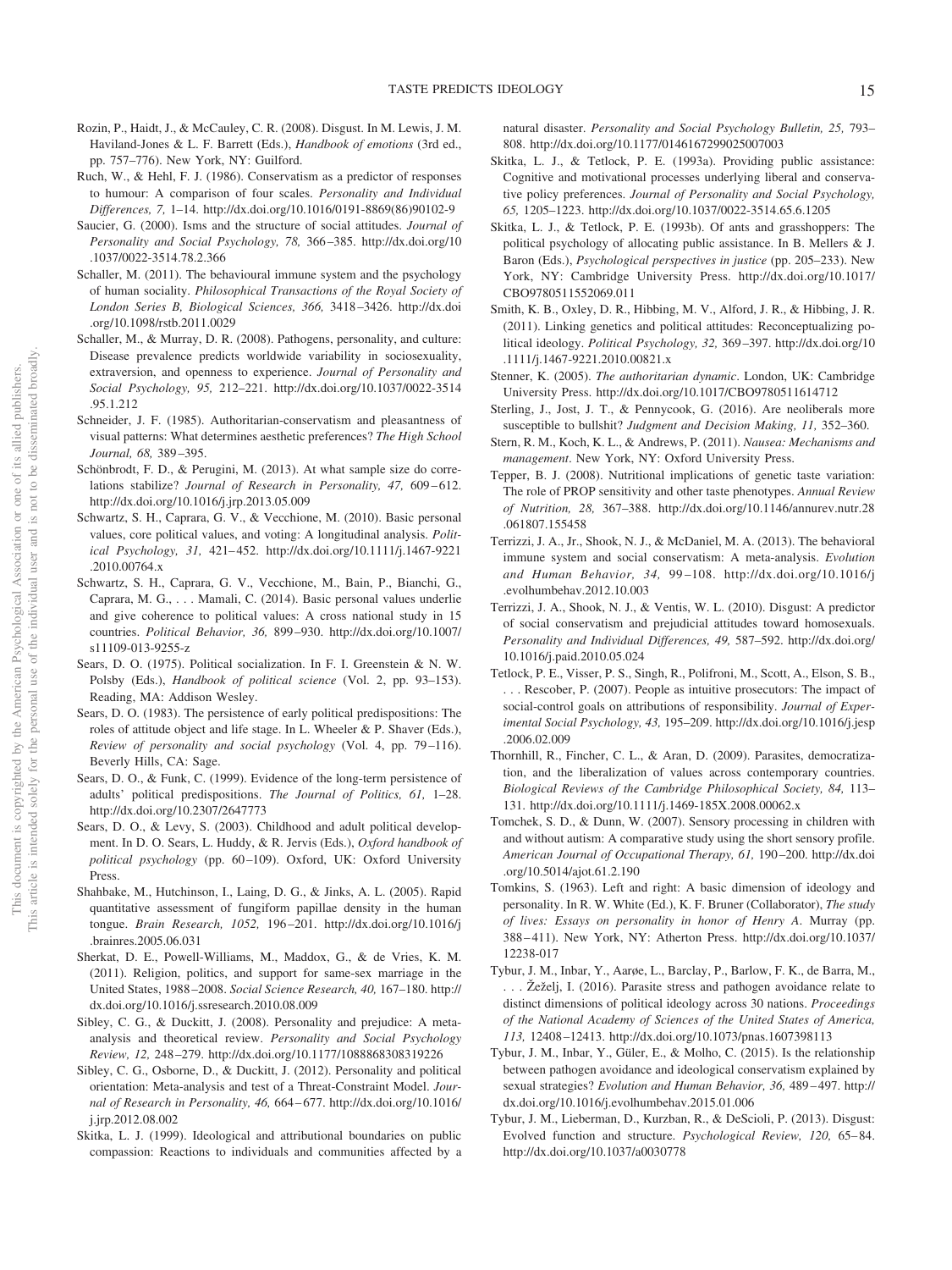Rozin, P., Haidt, J., & McCauley, C. R. (2008). Disgust. In M. Lewis, J. M. Haviland-Jones & L. F. Barrett (Eds.), *Handbook of emotions* (3rd ed., pp. 757–776). New York, NY: Guilford.

Ruch, W., & Hehl, F. J. (1986). Conservatism as a predictor of responses to humour: A comparison of four scales. *Personality and Individual Differences, 7,* 1–14. http://dx.doi.org/10.1016/0191-8869(86)90102-9

Saucier, G. (2000). Isms and the structure of social attitudes. *Journal of Personality and Social Psychology, 78,* 366–385. http://dx.doi.org/10.1037/0022-3514.78.2.366

Schaller, M. (2011). The behavioural immune system and the psychology of human sociality. *Philosophical Transactions of the Royal Society of London Series B, Biological Sciences, 366,* 3418–3426. http://dx.doi.org/10.1098/rstb.2011.0029

Schaller, M., & Murray, D. R. (2008). Pathogens, personality, and culture: Disease prevalence predicts worldwide variability in sociosexuality, extraversion, and openness to experience. *Journal of Personality and Social Psychology, 95,* 212–221. http://dx.doi.org/10.1037/0022-3514.95.1.212

Schneider, J. F. (1985). Authoritarian-conservatism and pleasantness of visual patterns: What determines aesthetic preferences? *The High School Journal, 68,* 389–395.

Schönbrodt, F. D., & Perugini, M. (2013). At what sample size do correlations stabilize? *Journal of Research in Personality, 47,* 609–612. http://dx.doi.org/10.1016/j.jrp.2013.05.009

Schwartz, S. H., Caprara, G. V., & Vecchione, M. (2010). Basic personal values, core political values, and voting: A longitudinal analysis. *Political Psychology, 31,* 421–452. http://dx.doi.org/10.1111/j.1467-9221.2010.00764.x

Schwartz, S. H., Caprara, G. V., Vecchione, M., Bain, P., Bianchi, G., Caprara, M. G., . . . Mamali, C. (2014). Basic personal values underlie and give coherence to political values: A cross national study in 15 countries. *Political Behavior, 36,* 899–930. http://dx.doi.org/10.1007/s11109-013-9255-z

Sears, D. O. (1975). Political socialization. In F. I. Greenstein & N. W. Polsby (Eds.), *Handbook of political science* (Vol. 2, pp. 93–153). Reading, MA: Addison Wesley.

Sears, D. O. (1983). The persistence of early political predispositions: The roles of attitude object and life stage. In L. Wheeler & P. Shaver (Eds.), *Review of personality and social psychology* (Vol. 4, pp. 79–116). Beverly Hills, CA: Sage.

Sears, D. O., & Funk, C. (1999). Evidence of the long-term persistence of adults' political predispositions. *The Journal of Politics, 61,* 1–28. http://dx.doi.org/10.2307/2647773

Sears, D. O., & Levy, S. (2003). Childhood and adult political development. In D. O. Sears, L. Huddy, & R. Jervis (Eds.), *Oxford handbook of political psychology* (pp. 60–109). Oxford, UK: Oxford University Press.

Shahbake, M., Hutchinson, I., Laing, D. G., & Jinks, A. L. (2005). Rapid quantitative assessment of fungiform papillae density in the human tongue. *Brain Research, 1052,* 196–201. http://dx.doi.org/10.1016/j.brainres.2005.06.031

Sherkat, D. E., Powell-Williams, M., Maddox, G., & de Vries, K. M. (2011). Religion, politics, and support for same-sex marriage in the United States, 1988–2008. *Social Science Research, 40,* 167–180. http://dx.doi.org/10.1016/j.ssresearch.2010.08.009

Sibley, C. G., & Duckitt, J. (2008). Personality and prejudice: A meta-analysis and theoretical review. *Personality and Social Psychology Review, 12,* 248–279. http://dx.doi.org/10.1177/1088868308319226

Sibley, C. G., Osborne, D., & Duckitt, J. (2012). Personality and political orientation: Meta-analysis and test of a Threat-Constraint Model. *Journal of Research in Personality, 46,* 664–677. http://dx.doi.org/10.1016/j.jrp.2012.08.002

Skitka, L. J. (1999). Ideological and attributional boundaries on public compassion: Reactions to individuals and communities affected by a natural disaster. *Personality and Social Psychology Bulletin, 25,* 793–808. http://dx.doi.org/10.1177/0146167299025007003

Skitka, L. J., & Tetlock, P. E. (1993a). Providing public assistance: Cognitive and motivational processes underlying liberal and conservative policy preferences. *Journal of Personality and Social Psychology, 65,* 1205–1223. http://dx.doi.org/10.1037/0022-3514.65.6.1205

Skitka, L. J., & Tetlock, P. E. (1993b). Of ants and grasshoppers: The political psychology of allocating public assistance. In B. Mellers & J. Baron (Eds.), *Psychological perspectives in justice* (pp. 205–233). New York, NY: Cambridge University Press. http://dx.doi.org/10.1017/CBO9780511552069.011

Smith, K. B., Oxley, D. R., Hibbing, M. V., Alford, J. R., & Hibbing, J. R. (2011). Linking genetics and political attitudes: Reconceptualizing political ideology. *Political Psychology, 32,* 369–397. http://dx.doi.org/10.1111/j.1467-9221.2010.00821.x

Stenner, K. (2005). *The authoritarian dynamic*. London, UK: Cambridge University Press. http://dx.doi.org/10.1017/CBO9780511614712

Sterling, J., Jost, J. T., & Pennycook, G. (2016). Are neoliberals more susceptible to bullshit? *Judgment and Decision Making, 11,* 352–360.

Stern, R. M., Koch, K. L., & Andrews, P. (2011). *Nausea: Mechanisms and management*. New York, NY: Oxford University Press.

Tepper, B. J. (2008). Nutritional implications of genetic taste variation: The role of PROP sensitivity and other taste phenotypes. *Annual Review of Nutrition, 28,* 367–388. http://dx.doi.org/10.1146/annurev.nutr.28.061807.155458

Terrizzi, J. A., Jr., Shook, N. J., & McDaniel, M. A. (2013). The behavioral immune system and social conservatism: A meta-analysis. *Evolution and Human Behavior, 34,* 99–108. http://dx.doi.org/10.1016/j.evolhumbehav.2012.10.003

Terrizzi, J. A., Shook, N. J., & Ventis, W. L. (2010). Disgust: A predictor of social conservatism and prejudicial attitudes toward homosexuals. *Personality and Individual Differences, 49,* 587–592. http://dx.doi.org/10.1016/j.paid.2010.05.024

Tetlock, P. E., Visser, P. S., Singh, R., Polifroni, M., Scott, A., Elson, S. B., . . . Rescober, P. (2007). People as intuitive prosecutors: The impact of social-control goals on attributions of responsibility. *Journal of Experimental Social Psychology, 43,* 195–209. http://dx.doi.org/10.1016/j.jesp.2006.02.009

Thornhill, R., Fincher, C. L., & Aran, D. (2009). Parasites, democratization, and the liberalization of values across contemporary countries. *Biological Reviews of the Cambridge Philosophical Society, 84,* 113–131. http://dx.doi.org/10.1111/j.1469-185X.2008.00062.x

Tomchek, S. D., & Dunn, W. (2007). Sensory processing in children with and without autism: A comparative study using the short sensory profile. *American Journal of Occupational Therapy, 61,* 190–200. http://dx.doi.org/10.5014/ajot.61.2.190

Tomkins, S. (1963). Left and right: A basic dimension of ideology and personality. In R. W. White (Ed.), K. F. Bruner (Collaborator), *The study of lives: Essays on personality in honor of Henry A*. Murray (pp. 388–411). New York, NY: Atherton Press. http://dx.doi.org/10.1037/12238-017

Tybur, J. M., Inbar, Y., Aarøe, L., Barclay, P., Barlow, F. K., de Barra, M., . . . Žeželj, I. (2016). Parasite stress and pathogen avoidance relate to distinct dimensions of political ideology across 30 nations. *Proceedings of the National Academy of Sciences of the United States of America, 113,* 12408–12413. http://dx.doi.org/10.1073/pnas.1607398113

Tybur, J. M., Inbar, Y., Güler, E., & Molho, C. (2015). Is the relationship between pathogen avoidance and ideological conservatism explained by sexual strategies? *Evolution and Human Behavior, 36,* 489–497. http://dx.doi.org/10.1016/j.evolhumbehav.2015.01.006

Tybur, J. M., Lieberman, D., Kurzban, R., & DeScioli, P. (2013). Disgust: Evolved function and structure. *Psychological Review, 120,* 65–84. http://dx.doi.org/10.1037/a0030778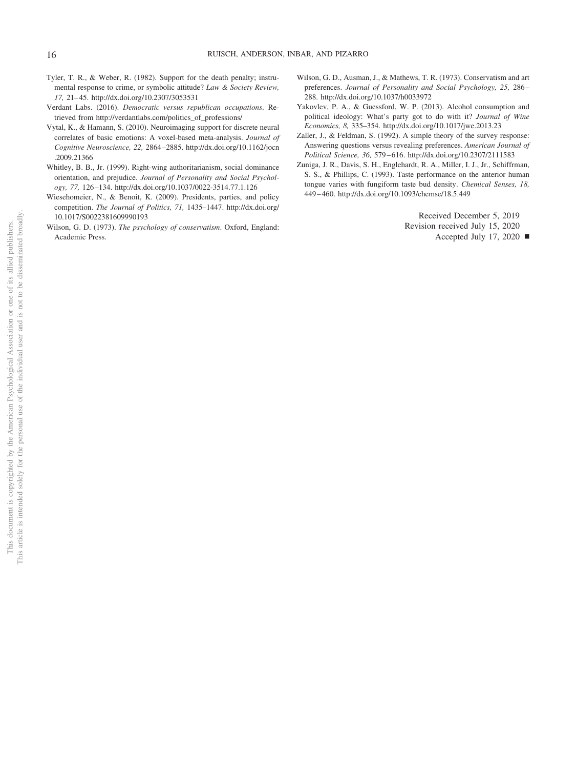Tyler, T. R., & Weber, R. (1982). Support for the death penalty; instrumental response to crime, or symbolic attitude? *Law & Society Review, 17,* 21–45. http://dx.doi.org/10.2307/3053531

Verdant Labs. (2016). *Democratic versus republican occupations*. Retrieved from http://verdantlabs.com/politics_of_professions/

Vytal, K., & Hamann, S. (2010). Neuroimaging support for discrete neural correlates of basic emotions: A voxel-based meta-analysis. *Journal of Cognitive Neuroscience, 22,* 2864–2885. http://dx.doi.org/10.1162/jocn.2009.21366

Whitley, B. B., Jr. (1999). Right-wing authoritarianism, social dominance orientation, and prejudice. *Journal of Personality and Social Psychology, 77,* 126–134. http://dx.doi.org/10.1037/0022-3514.77.1.126

Wiesehomeier, N., & Benoit, K. (2009). Presidents, parties, and policy competition. *The Journal of Politics, 71,* 1435–1447. http://dx.doi.org/10.1017/S0022381609990193

Wilson, G. D. (1973). *The psychology of conservatism*. Oxford, England: Academic Press.

Wilson, G. D., Ausman, J., & Mathews, T. R. (1973). Conservatism and art preferences. *Journal of Personality and Social Psychology, 25,* 286–288. http://dx.doi.org/10.1037/h0033972

Yakovlev, P. A., & Guessford, W. P. (2013). Alcohol consumption and political ideology: What's party got to do with it? *Journal of Wine Economics, 8,* 335–354. http://dx.doi.org/10.1017/jwe.2013.23

Zaller, J., & Feldman, S. (1992). A simple theory of the survey response: Answering questions versus revealing preferences. *American Journal of Political Science, 36,* 579–616. http://dx.doi.org/10.2307/2111583

Zuniga, J. R., Davis, S. H., Englehardt, R. A., Miller, I. J., Jr., Schiffrman, S. S., & Phillips, C. (1993). Taste performance on the anterior human tongue varies with fungiform taste bud density. *Chemical Senses, 18,* 449–460. http://dx.doi.org/10.1093/chemse/18.5.449

Received December 5, 2019
Revision received July 15, 2020
Accepted July 17, 2020 ■